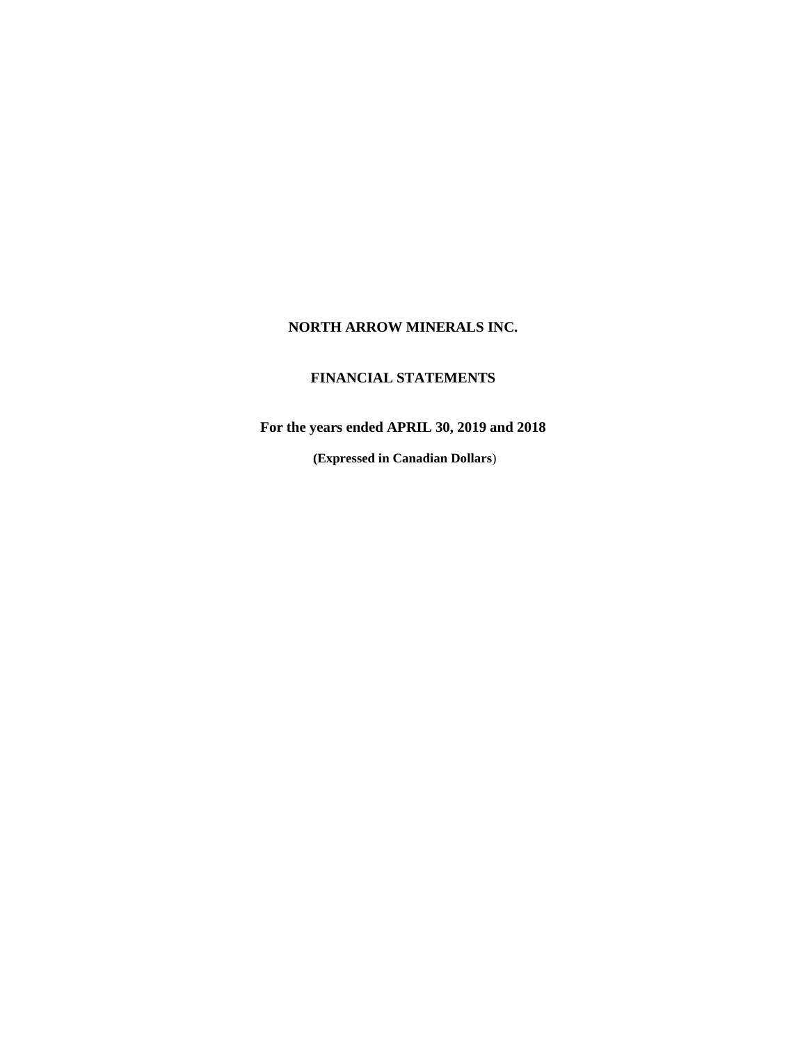# NORTH ARROW MINERALS INC.

## FINANCIAL STATEMENTS

**For the years ended APRIL 30, 2019 and 2018**

**(Expressed in Canadian Dollars)**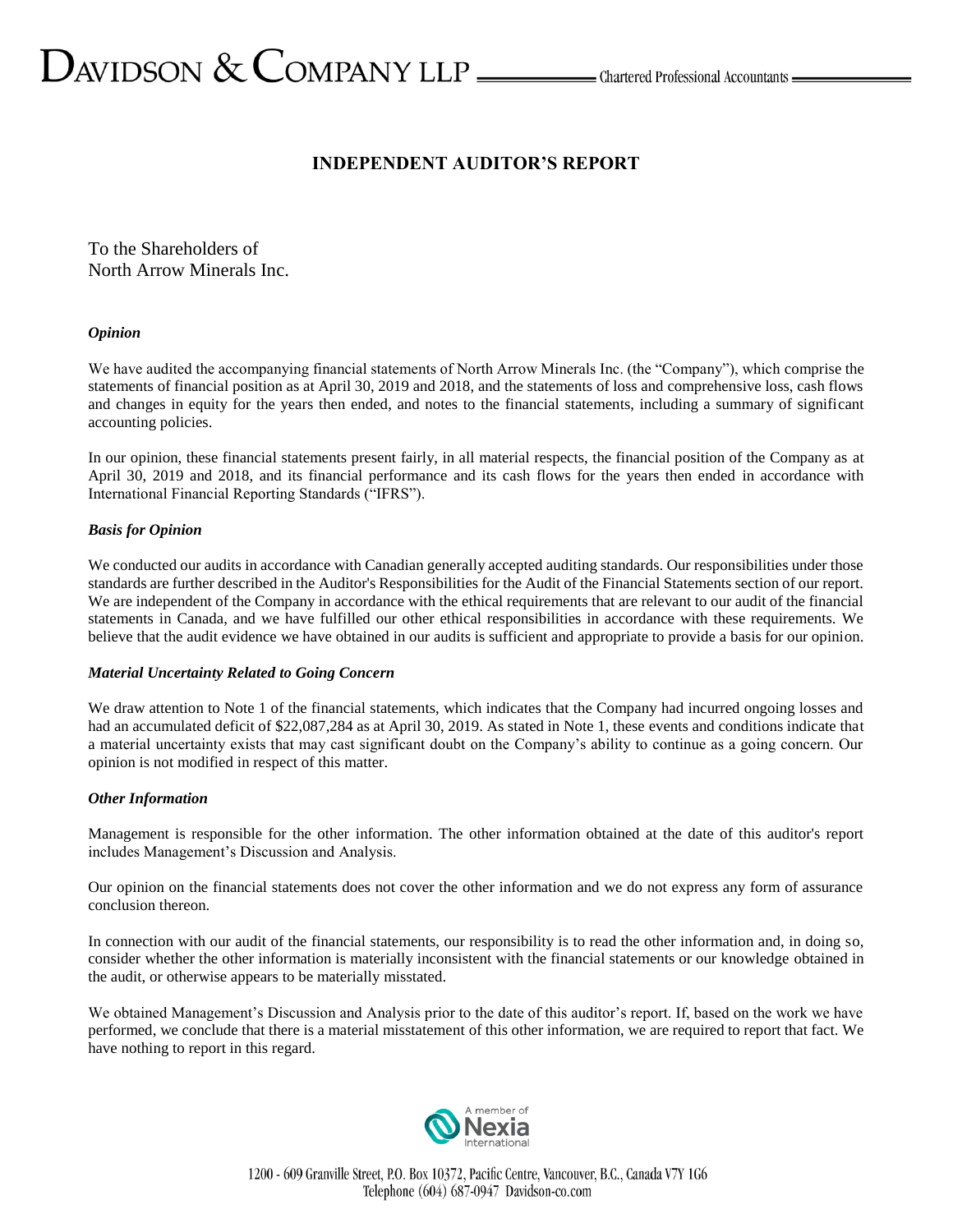# INDEPENDENT AUDITOR'S REPORT

To the Shareholders of
North Arrow Minerals Inc.

### *Opinion*

We have audited the accompanying financial statements of North Arrow Minerals Inc. (the "Company"), which comprise the statements of financial position as at April 30, 2019 and 2018, and the statements of loss and comprehensive loss, cash flows and changes in equity for the years then ended, and notes to the financial statements, including a summary of significant accounting policies.

In our opinion, these financial statements present fairly, in all material respects, the financial position of the Company as at April 30, 2019 and 2018, and its financial performance and its cash flows for the years then ended in accordance with International Financial Reporting Standards ("IFRS").

### *Basis for Opinion*

We conducted our audits in accordance with Canadian generally accepted auditing standards. Our responsibilities under those standards are further described in the Auditor's Responsibilities for the Audit of the Financial Statements section of our report. We are independent of the Company in accordance with the ethical requirements that are relevant to our audit of the financial statements in Canada, and we have fulfilled our other ethical responsibilities in accordance with these requirements. We believe that the audit evidence we have obtained in our audits is sufficient and appropriate to provide a basis for our opinion.

### *Material Uncertainty Related to Going Concern*

We draw attention to Note 1 of the financial statements, which indicates that the Company had incurred ongoing losses and had an accumulated deficit of $22,087,284 as at April 30, 2019. As stated in Note 1, these events and conditions indicate that a material uncertainty exists that may cast significant doubt on the Company's ability to continue as a going concern. Our opinion is not modified in respect of this matter.

### *Other Information*

Management is responsible for the other information. The other information obtained at the date of this auditor's report includes Management's Discussion and Analysis.

Our opinion on the financial statements does not cover the other information and we do not express any form of assurance conclusion thereon.

In connection with our audit of the financial statements, our responsibility is to read the other information and, in doing so, consider whether the other information is materially inconsistent with the financial statements or our knowledge obtained in the audit, or otherwise appears to be materially misstated.

We obtained Management's Discussion and Analysis prior to the date of this auditor's report. If, based on the work we have performed, we conclude that there is a material misstatement of this other information, we are required to report that fact. We have nothing to report in this regard.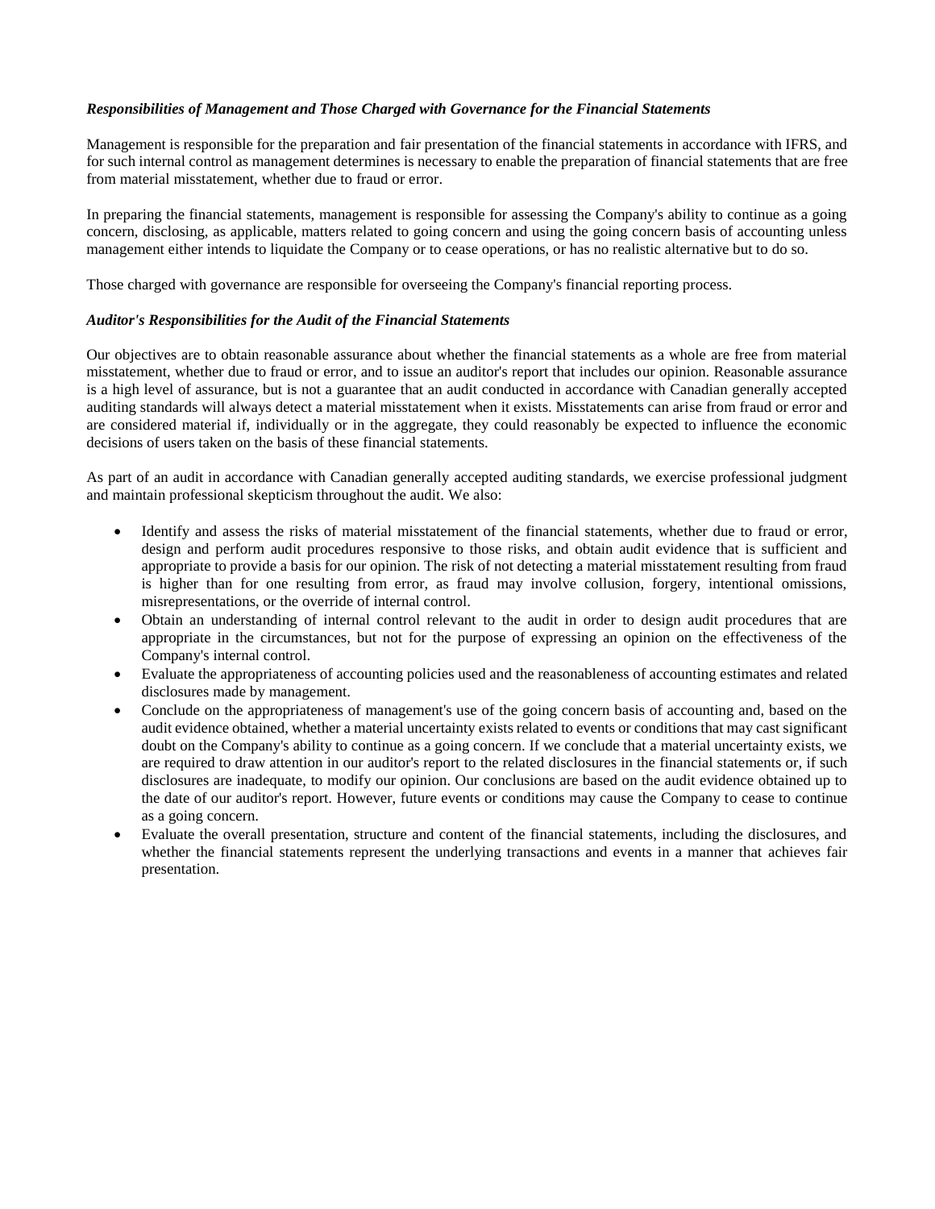***Responsibilities of Management and Those Charged with Governance for the Financial Statements***

Management is responsible for the preparation and fair presentation of the financial statements in accordance with IFRS, and for such internal control as management determines is necessary to enable the preparation of financial statements that are free from material misstatement, whether due to fraud or error.

In preparing the financial statements, management is responsible for assessing the Company's ability to continue as a going concern, disclosing, as applicable, matters related to going concern and using the going concern basis of accounting unless management either intends to liquidate the Company or to cease operations, or has no realistic alternative but to do so.

Those charged with governance are responsible for overseeing the Company's financial reporting process.

***Auditor's Responsibilities for the Audit of the Financial Statements***

Our objectives are to obtain reasonable assurance about whether the financial statements as a whole are free from material misstatement, whether due to fraud or error, and to issue an auditor's report that includes our opinion. Reasonable assurance is a high level of assurance, but is not a guarantee that an audit conducted in accordance with Canadian generally accepted auditing standards will always detect a material misstatement when it exists. Misstatements can arise from fraud or error and are considered material if, individually or in the aggregate, they could reasonably be expected to influence the economic decisions of users taken on the basis of these financial statements.

As part of an audit in accordance with Canadian generally accepted auditing standards, we exercise professional judgment and maintain professional skepticism throughout the audit. We also:

- Identify and assess the risks of material misstatement of the financial statements, whether due to fraud or error, design and perform audit procedures responsive to those risks, and obtain audit evidence that is sufficient and appropriate to provide a basis for our opinion. The risk of not detecting a material misstatement resulting from fraud is higher than for one resulting from error, as fraud may involve collusion, forgery, intentional omissions, misrepresentations, or the override of internal control.
- Obtain an understanding of internal control relevant to the audit in order to design audit procedures that are appropriate in the circumstances, but not for the purpose of expressing an opinion on the effectiveness of the Company's internal control.
- Evaluate the appropriateness of accounting policies used and the reasonableness of accounting estimates and related disclosures made by management.
- Conclude on the appropriateness of management's use of the going concern basis of accounting and, based on the audit evidence obtained, whether a material uncertainty exists related to events or conditions that may cast significant doubt on the Company's ability to continue as a going concern. If we conclude that a material uncertainty exists, we are required to draw attention in our auditor's report to the related disclosures in the financial statements or, if such disclosures are inadequate, to modify our opinion. Our conclusions are based on the audit evidence obtained up to the date of our auditor's report. However, future events or conditions may cause the Company to cease to continue as a going concern.
- Evaluate the overall presentation, structure and content of the financial statements, including the disclosures, and whether the financial statements represent the underlying transactions and events in a manner that achieves fair presentation.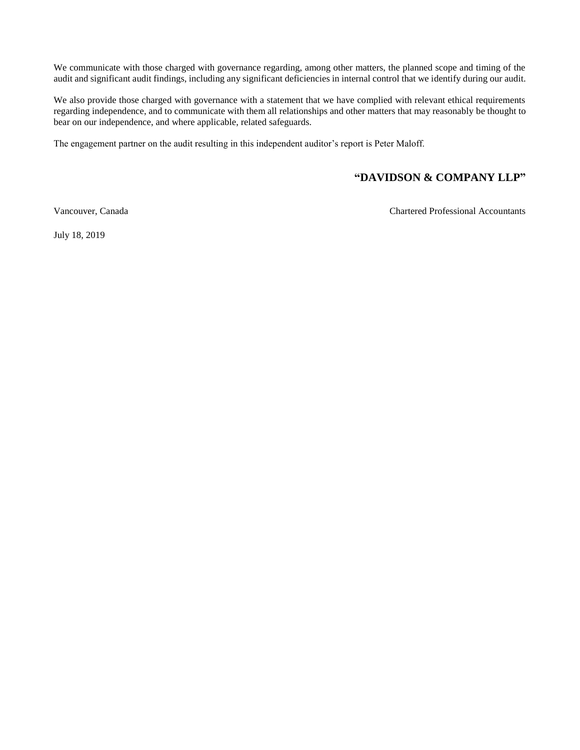We communicate with those charged with governance regarding, among other matters, the planned scope and timing of the audit and significant audit findings, including any significant deficiencies in internal control that we identify during our audit.

We also provide those charged with governance with a statement that we have complied with relevant ethical requirements regarding independence, and to communicate with them all relationships and other matters that may reasonably be thought to bear on our independence, and where applicable, related safeguards.

The engagement partner on the audit resulting in this independent auditor's report is Peter Maloff.

**"DAVIDSON & COMPANY LLP"**

Vancouver, Canada

Chartered Professional Accountants

July 18, 2019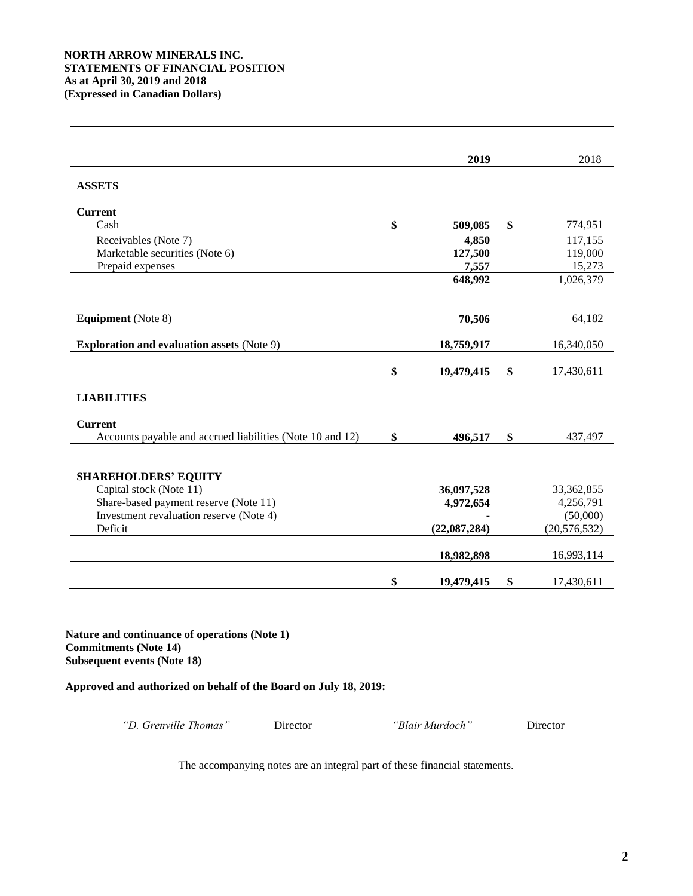**NORTH ARROW MINERALS INC.**
**STATEMENTS OF FINANCIAL POSITION**
**As at April 30, 2019 and 2018**
**(Expressed in Canadian Dollars)**

| | **2019** | 2018 |
|---|---|---|
| **ASSETS** | | |
| **Current** | | |
| Cash | $ **509,085** | $ 774,951 |
| Receivables (Note 7) | **4,850** | 117,155 |
| Marketable securities (Note 6) | **127,500** | 119,000 |
| Prepaid expenses | **7,557** | 15,273 |
| | **648,992** | 1,026,379 |
| **Equipment** (Note 8) | **70,506** | 64,182 |
| **Exploration and evaluation assets** (Note 9) | **18,759,917** | 16,340,050 |
| | $ **19,479,415** | $ 17,430,611 |
| **LIABILITIES** | | |
| **Current** | | |
| Accounts payable and accrued liabilities (Note 10 and 12) | $ **496,517** | $ 437,497 |
| **SHAREHOLDERS' EQUITY** | | |
| Capital stock (Note 11) | **36,097,528** | 33,362,855 |
| Share-based payment reserve (Note 11) | **4,972,654** | 4,256,791 |
| Investment revaluation reserve (Note 4) | **-** | (50,000) |
| Deficit | **(22,087,284)** | (20,576,532) |
| | **18,982,898** | 16,993,114 |
| | $ **19,479,415** | $ 17,430,611 |

**Nature and continuance of operations (Note 1)**
**Commitments (Note 14)**
**Subsequent events (Note 18)**

**Approved and authorized on behalf of the Board on July 18, 2019:**

*"D. Grenville Thomas"* Director    *"Blair Murdoch"* Director

The accompanying notes are an integral part of these financial statements.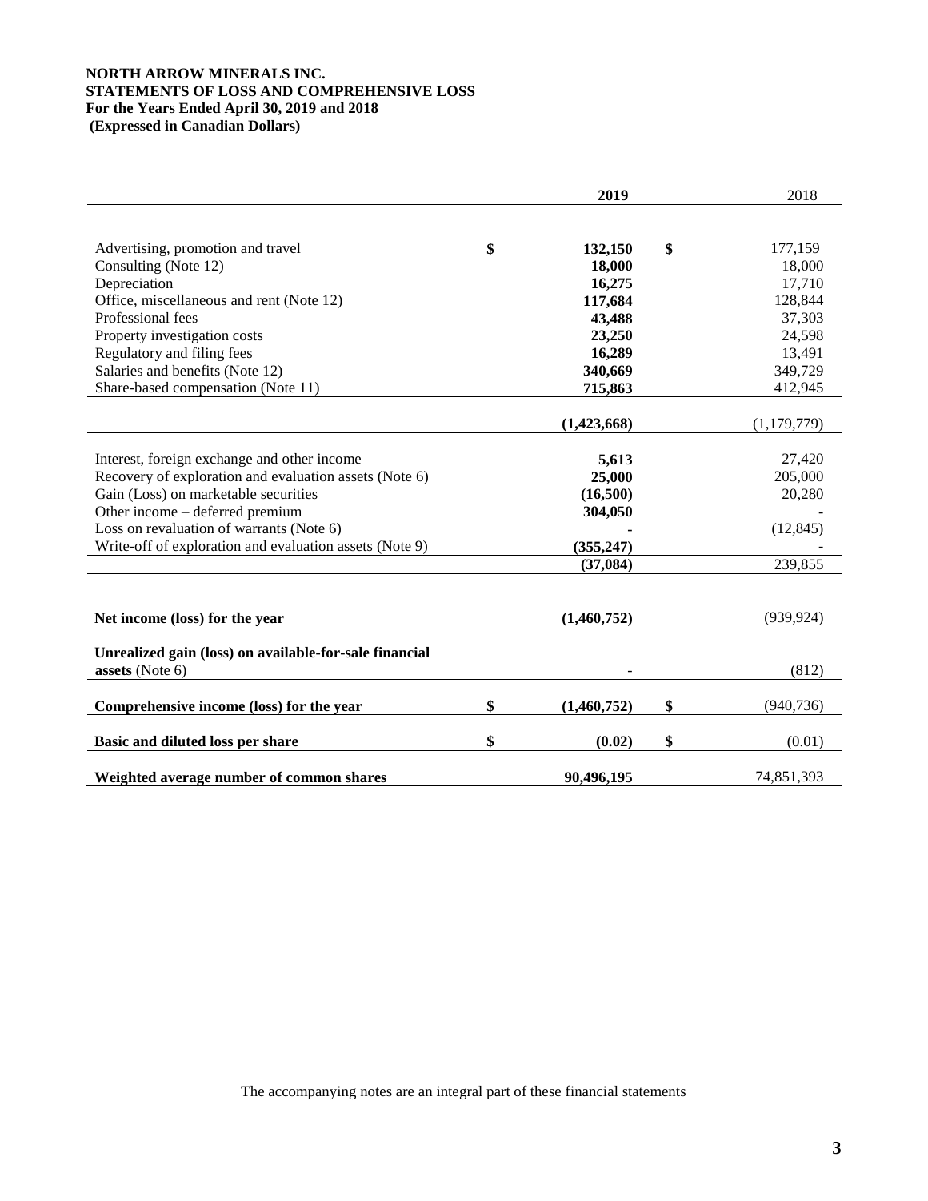**NORTH ARROW MINERALS INC.**
**STATEMENTS OF LOSS AND COMPREHENSIVE LOSS**
**For the Years Ended April 30, 2019 and 2018**
**(Expressed in Canadian Dollars)**

| | **2019** | 2018 |
|---|---|---|
| Advertising, promotion and travel | $ **132,150** | $ 177,159 |
| Consulting (Note 12) | **18,000** | 18,000 |
| Depreciation | **16,275** | 17,710 |
| Office, miscellaneous and rent (Note 12) | **117,684** | 128,844 |
| Professional fees | **43,488** | 37,303 |
| Property investigation costs | **23,250** | 24,598 |
| Regulatory and filing fees | **16,289** | 13,491 |
| Salaries and benefits (Note 12) | **340,669** | 349,729 |
| Share-based compensation (Note 11) | **715,863** | 412,945 |
| | **(1,423,668)** | (1,179,779) |
| Interest, foreign exchange and other income | **5,613** | 27,420 |
| Recovery of exploration and evaluation assets (Note 6) | **25,000** | 205,000 |
| Gain (Loss) on marketable securities | **(16,500)** | 20,280 |
| Other income – deferred premium | **304,050** | - |
| Loss on revaluation of warrants (Note 6) | **-** | (12,845) |
| Write-off of exploration and evaluation assets (Note 9) | **(355,247)** | - |
| | **(37,084)** | 239,855 |
| **Net income (loss) for the year** | **(1,460,752)** | (939,924) |
| **Unrealized gain (loss) on available-for-sale financial assets** (Note 6) | - | (812) |
| **Comprehensive income (loss) for the year** | $ **(1,460,752)** | $ (940,736) |
| **Basic and diluted loss per share** | $ **(0.02)** | $ (0.01) |
| **Weighted average number of common shares** | **90,496,195** | 74,851,393 |

The accompanying notes are an integral part of these financial statements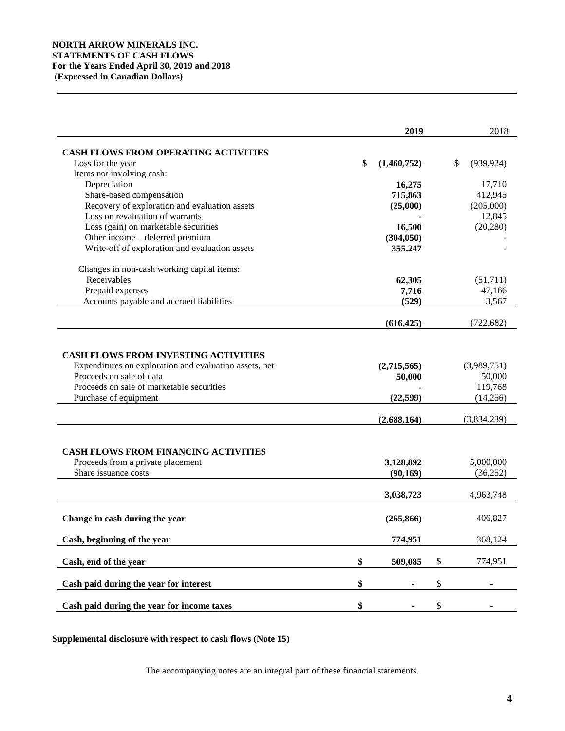**NORTH ARROW MINERALS INC.**
**STATEMENTS OF CASH FLOWS**
**For the Years Ended April 30, 2019 and 2018**
**(Expressed in Canadian Dollars)**

| | **2019** | 2018 |
|---|---|---|
| **CASH FLOWS FROM OPERATING ACTIVITIES** | | |
| Loss for the year | **$ (1,460,752)** | $ (939,924) |
| Items not involving cash: | | |
| Depreciation | **16,275** | 17,710 |
| Share-based compensation | **715,863** | 412,945 |
| Recovery of exploration and evaluation assets | **(25,000)** | (205,000) |
| Loss on revaluation of warrants | **-** | 12,845 |
| Loss (gain) on marketable securities | **16,500** | (20,280) |
| Other income – deferred premium | **(304,050)** | - |
| Write-off of exploration and evaluation assets | **355,247** | - |
| Changes in non-cash working capital items: | | |
| Receivables | **62,305** | (51,711) |
| Prepaid expenses | **7,716** | 47,166 |
| Accounts payable and accrued liabilities | **(529)** | 3,567 |
| | **(616,425)** | (722,682) |
| **CASH FLOWS FROM INVESTING ACTIVITIES** | | |
| Expenditures on exploration and evaluation assets, net | **(2,715,565)** | (3,989,751) |
| Proceeds on sale of data | **50,000** | 50,000 |
| Proceeds on sale of marketable securities | **-** | 119,768 |
| Purchase of equipment | **(22,599)** | (14,256) |
| | **(2,688,164)** | (3,834,239) |
| **CASH FLOWS FROM FINANCING ACTIVITIES** | | |
| Proceeds from a private placement | **3,128,892** | 5,000,000 |
| Share issuance costs | **(90,169)** | (36,252) |
| | **3,038,723** | 4,963,748 |
| **Change in cash during the year** | **(265,866)** | 406,827 |
| **Cash, beginning of the year** | **774,951** | 368,124 |
| **Cash, end of the year** | **$ 509,085** | $ 774,951 |
| **Cash paid during the year for interest** | **$ -** | $ - |
| **Cash paid during the year for income taxes** | **$ -** | $ - |

**Supplemental disclosure with respect to cash flows (Note 15)**

The accompanying notes are an integral part of these financial statements.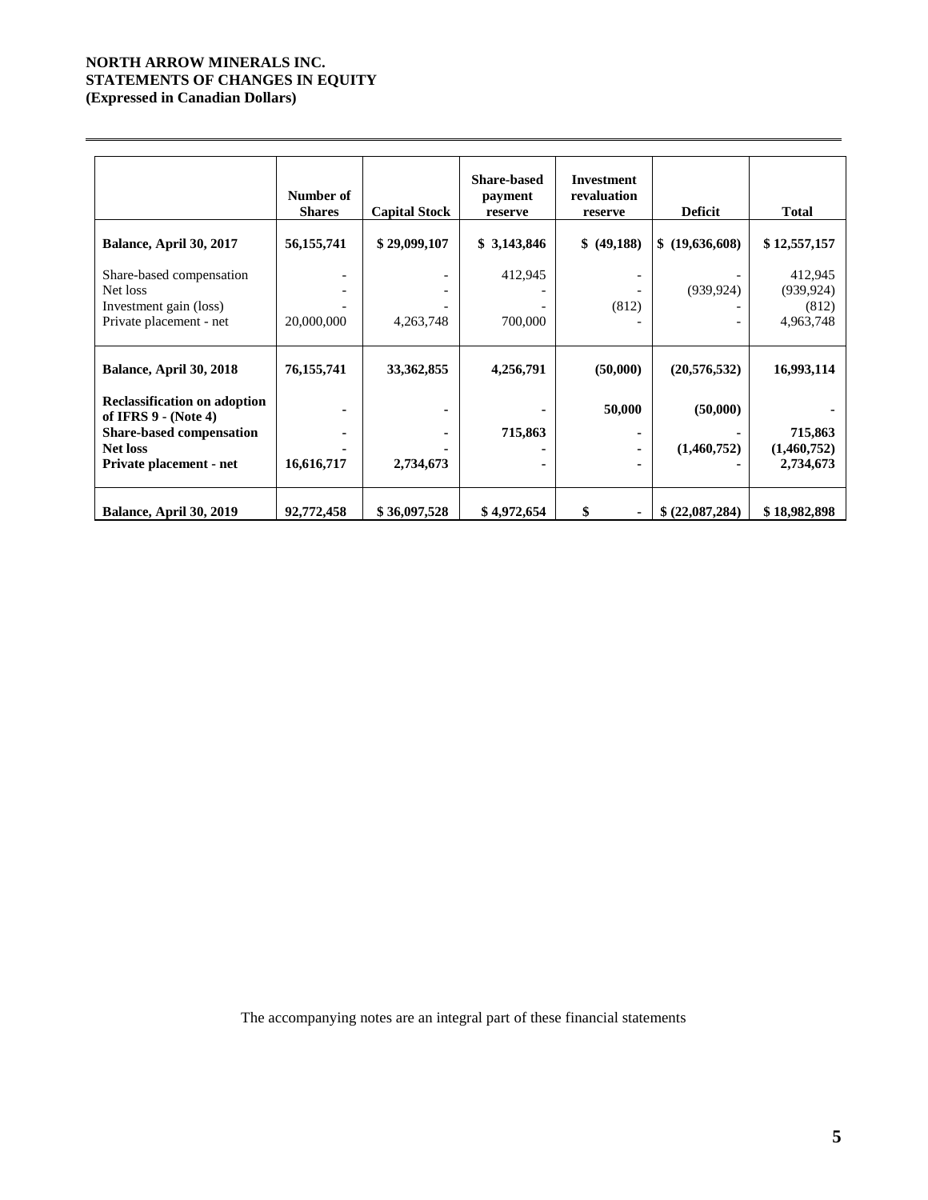**NORTH ARROW MINERALS INC.**
**STATEMENTS OF CHANGES IN EQUITY**
**(Expressed in Canadian Dollars)**

| | Number of Shares | Capital Stock | Share-based payment reserve | Investment revaluation reserve | Deficit | Total |
|---|---|---|---|---|---|---|
| **Balance, April 30, 2017** | **56,155,741** | **$ 29,099,107** | **$ 3,143,846** | **$ (49,188)** | **$ (19,636,608)** | **$ 12,557,157** |
| Share-based compensation | - | - | 412,945 | - | - | 412,945 |
| Net loss | - | - | - | - | (939,924) | (939,924) |
| Investment gain (loss) | - | - | - | (812) | - | (812) |
| Private placement - net | 20,000,000 | 4,263,748 | 700,000 | - | - | 4,963,748 |
| **Balance, April 30, 2018** | **76,155,741** | **33,362,855** | **4,256,791** | **(50,000)** | **(20,576,532)** | **16,993,114** |
| **Reclassification on adoption of IFRS 9 - (Note 4)** | **-** | **-** | **-** | **50,000** | **(50,000)** | **-** |
| **Share-based compensation** | **-** | **-** | **715,863** | **-** | **-** | **715,863** |
| **Net loss** | **-** | **-** | **-** | **-** | **(1,460,752)** | **(1,460,752)** |
| **Private placement - net** | **16,616,717** | **2,734,673** | **-** | **-** | **-** | **2,734,673** |
| **Balance, April 30, 2019** | **92,772,458** | **$ 36,097,528** | **$ 4,972,654** | **$ -** | **$ (22,087,284)** | **$ 18,982,898** |

The accompanying notes are an integral part of these financial statements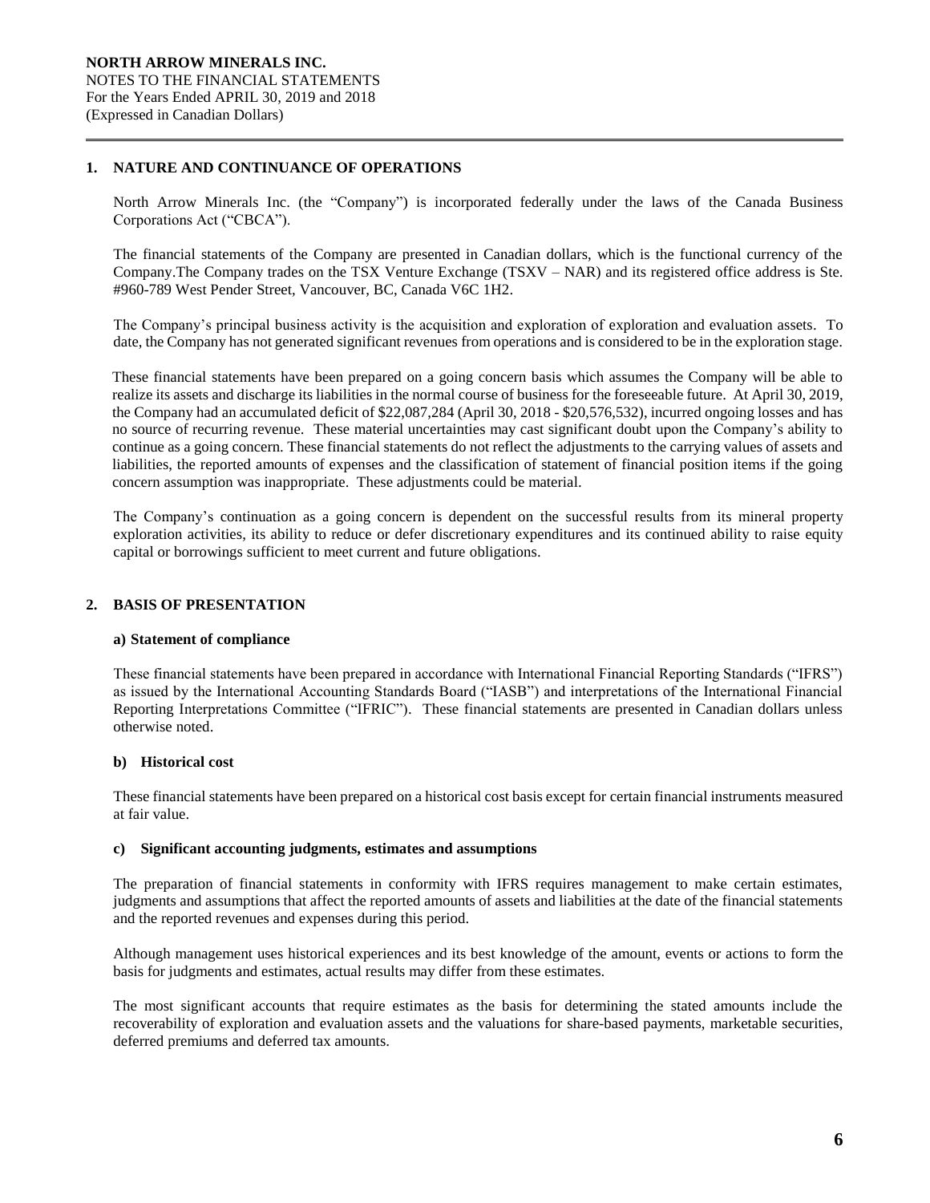## 1. NATURE AND CONTINUANCE OF OPERATIONS

North Arrow Minerals Inc. (the "Company") is incorporated federally under the laws of the Canada Business Corporations Act ("CBCA").

The financial statements of the Company are presented in Canadian dollars, which is the functional currency of the Company.The Company trades on the TSX Venture Exchange (TSXV – NAR) and its registered office address is Ste. #960-789 West Pender Street, Vancouver, BC, Canada V6C 1H2.

The Company's principal business activity is the acquisition and exploration of exploration and evaluation assets. To date, the Company has not generated significant revenues from operations and is considered to be in the exploration stage.

These financial statements have been prepared on a going concern basis which assumes the Company will be able to realize its assets and discharge its liabilities in the normal course of business for the foreseeable future. At April 30, 2019, the Company had an accumulated deficit of $22,087,284 (April 30, 2018 - $20,576,532), incurred ongoing losses and has no source of recurring revenue. These material uncertainties may cast significant doubt upon the Company's ability to continue as a going concern. These financial statements do not reflect the adjustments to the carrying values of assets and liabilities, the reported amounts of expenses and the classification of statement of financial position items if the going concern assumption was inappropriate. These adjustments could be material.

The Company's continuation as a going concern is dependent on the successful results from its mineral property exploration activities, its ability to reduce or defer discretionary expenditures and its continued ability to raise equity capital or borrowings sufficient to meet current and future obligations.

## 2. BASIS OF PRESENTATION

### a) Statement of compliance

These financial statements have been prepared in accordance with International Financial Reporting Standards ("IFRS") as issued by the International Accounting Standards Board ("IASB") and interpretations of the International Financial Reporting Interpretations Committee ("IFRIC"). These financial statements are presented in Canadian dollars unless otherwise noted.

### b) Historical cost

These financial statements have been prepared on a historical cost basis except for certain financial instruments measured at fair value.

### c) Significant accounting judgments, estimates and assumptions

The preparation of financial statements in conformity with IFRS requires management to make certain estimates, judgments and assumptions that affect the reported amounts of assets and liabilities at the date of the financial statements and the reported revenues and expenses during this period.

Although management uses historical experiences and its best knowledge of the amount, events or actions to form the basis for judgments and estimates, actual results may differ from these estimates.

The most significant accounts that require estimates as the basis for determining the stated amounts include the recoverability of exploration and evaluation assets and the valuations for share-based payments, marketable securities, deferred premiums and deferred tax amounts.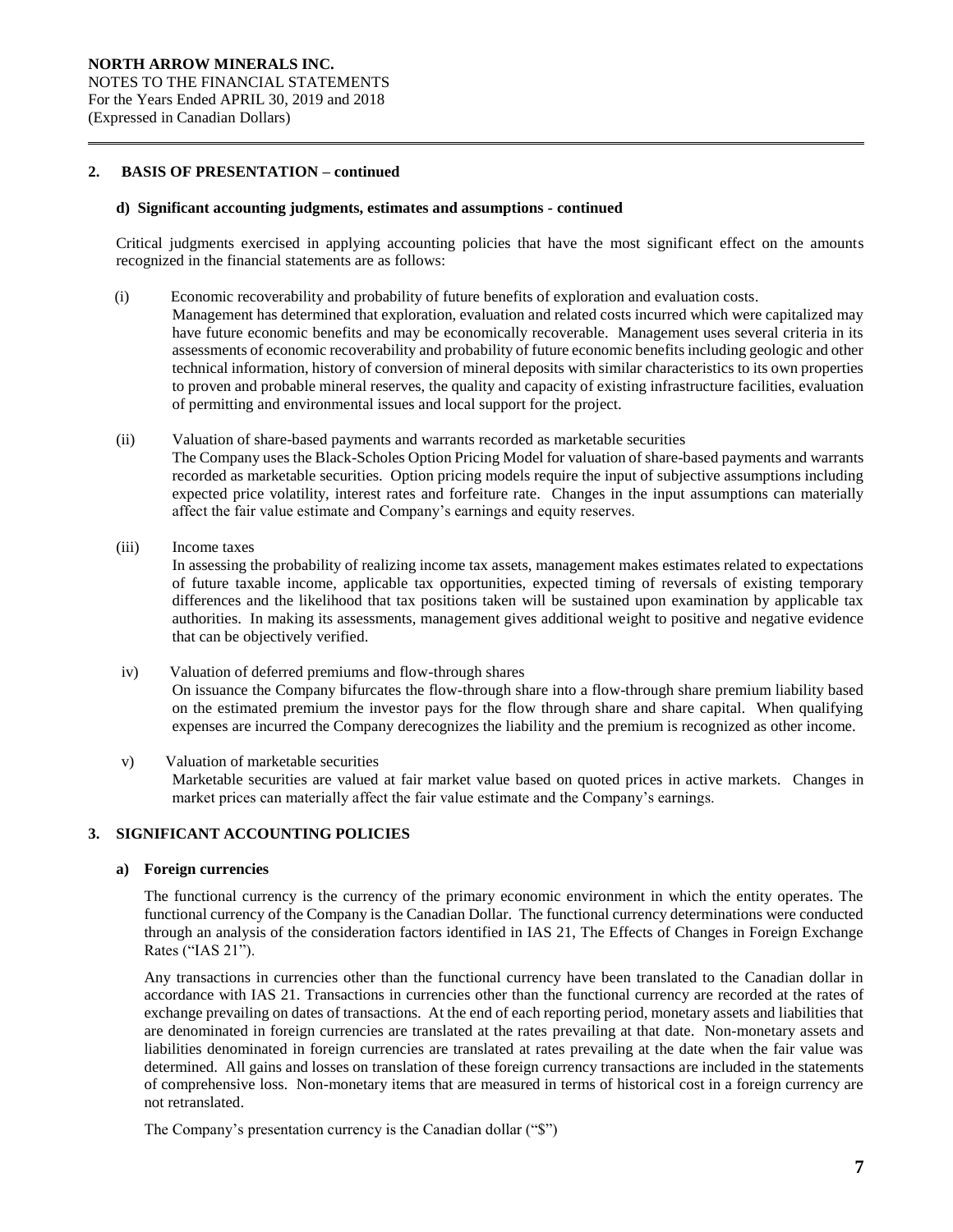## 2. BASIS OF PRESENTATION – continued

### d) Significant accounting judgments, estimates and assumptions - continued

Critical judgments exercised in applying accounting policies that have the most significant effect on the amounts recognized in the financial statements are as follows:

(i) Economic recoverability and probability of future benefits of exploration and evaluation costs.
Management has determined that exploration, evaluation and related costs incurred which were capitalized may have future economic benefits and may be economically recoverable. Management uses several criteria in its assessments of economic recoverability and probability of future economic benefits including geologic and other technical information, history of conversion of mineral deposits with similar characteristics to its own properties to proven and probable mineral reserves, the quality and capacity of existing infrastructure facilities, evaluation of permitting and environmental issues and local support for the project.

(ii) Valuation of share-based payments and warrants recorded as marketable securities
The Company uses the Black-Scholes Option Pricing Model for valuation of share-based payments and warrants recorded as marketable securities. Option pricing models require the input of subjective assumptions including expected price volatility, interest rates and forfeiture rate. Changes in the input assumptions can materially affect the fair value estimate and Company's earnings and equity reserves.

(iii) Income taxes
In assessing the probability of realizing income tax assets, management makes estimates related to expectations of future taxable income, applicable tax opportunities, expected timing of reversals of existing temporary differences and the likelihood that tax positions taken will be sustained upon examination by applicable tax authorities. In making its assessments, management gives additional weight to positive and negative evidence that can be objectively verified.

iv) Valuation of deferred premiums and flow-through shares
On issuance the Company bifurcates the flow-through share into a flow-through share premium liability based on the estimated premium the investor pays for the flow through share and share capital. When qualifying expenses are incurred the Company derecognizes the liability and the premium is recognized as other income.

v) Valuation of marketable securities
Marketable securities are valued at fair market value based on quoted prices in active markets. Changes in market prices can materially affect the fair value estimate and the Company's earnings.

## 3. SIGNIFICANT ACCOUNTING POLICIES

### a) Foreign currencies

The functional currency is the currency of the primary economic environment in which the entity operates. The functional currency of the Company is the Canadian Dollar. The functional currency determinations were conducted through an analysis of the consideration factors identified in IAS 21, The Effects of Changes in Foreign Exchange Rates ("IAS 21").

Any transactions in currencies other than the functional currency have been translated to the Canadian dollar in accordance with IAS 21. Transactions in currencies other than the functional currency are recorded at the rates of exchange prevailing on dates of transactions. At the end of each reporting period, monetary assets and liabilities that are denominated in foreign currencies are translated at the rates prevailing at that date. Non-monetary assets and liabilities denominated in foreign currencies are translated at rates prevailing at the date when the fair value was determined. All gains and losses on translation of these foreign currency transactions are included in the statements of comprehensive loss. Non-monetary items that are measured in terms of historical cost in a foreign currency are not retranslated.

The Company's presentation currency is the Canadian dollar ("$")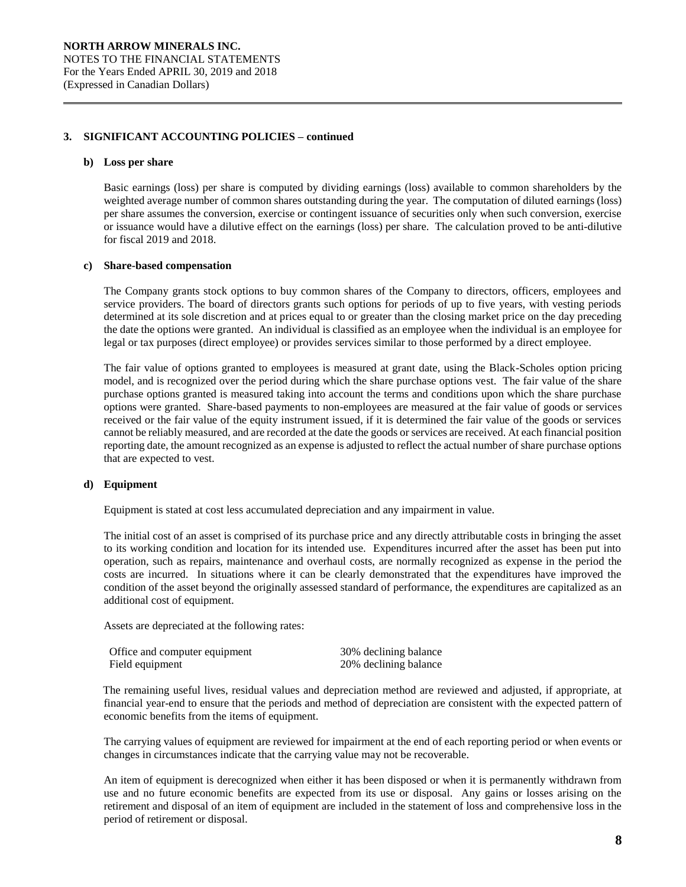## 3. SIGNIFICANT ACCOUNTING POLICIES – continued

### b) Loss per share

Basic earnings (loss) per share is computed by dividing earnings (loss) available to common shareholders by the weighted average number of common shares outstanding during the year. The computation of diluted earnings (loss) per share assumes the conversion, exercise or contingent issuance of securities only when such conversion, exercise or issuance would have a dilutive effect on the earnings (loss) per share. The calculation proved to be anti-dilutive for fiscal 2019 and 2018.

### c) Share-based compensation

The Company grants stock options to buy common shares of the Company to directors, officers, employees and service providers. The board of directors grants such options for periods of up to five years, with vesting periods determined at its sole discretion and at prices equal to or greater than the closing market price on the day preceding the date the options were granted. An individual is classified as an employee when the individual is an employee for legal or tax purposes (direct employee) or provides services similar to those performed by a direct employee.

The fair value of options granted to employees is measured at grant date, using the Black-Scholes option pricing model, and is recognized over the period during which the share purchase options vest. The fair value of the share purchase options granted is measured taking into account the terms and conditions upon which the share purchase options were granted. Share-based payments to non-employees are measured at the fair value of goods or services received or the fair value of the equity instrument issued, if it is determined the fair value of the goods or services cannot be reliably measured, and are recorded at the date the goods or services are received. At each financial position reporting date, the amount recognized as an expense is adjusted to reflect the actual number of share purchase options that are expected to vest.

### d) Equipment

Equipment is stated at cost less accumulated depreciation and any impairment in value.

The initial cost of an asset is comprised of its purchase price and any directly attributable costs in bringing the asset to its working condition and location for its intended use. Expenditures incurred after the asset has been put into operation, such as repairs, maintenance and overhaul costs, are normally recognized as expense in the period the costs are incurred. In situations where it can be clearly demonstrated that the expenditures have improved the condition of the asset beyond the originally assessed standard of performance, the expenditures are capitalized as an additional cost of equipment.

Assets are depreciated at the following rates:

| | |
|---|---|
| Office and computer equipment | 30% declining balance |
| Field equipment | 20% declining balance |

The remaining useful lives, residual values and depreciation method are reviewed and adjusted, if appropriate, at financial year-end to ensure that the periods and method of depreciation are consistent with the expected pattern of economic benefits from the items of equipment.

The carrying values of equipment are reviewed for impairment at the end of each reporting period or when events or changes in circumstances indicate that the carrying value may not be recoverable.

An item of equipment is derecognized when either it has been disposed or when it is permanently withdrawn from use and no future economic benefits are expected from its use or disposal. Any gains or losses arising on the retirement and disposal of an item of equipment are included in the statement of loss and comprehensive loss in the period of retirement or disposal.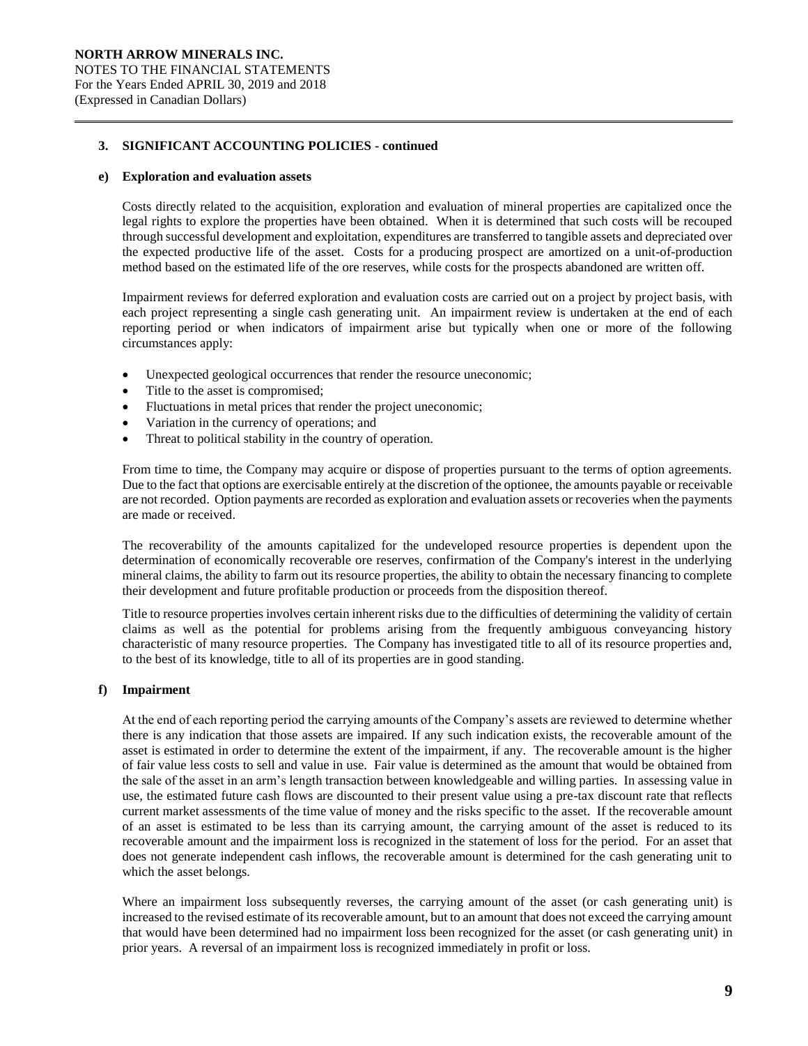### 3. SIGNIFICANT ACCOUNTING POLICIES - continued

#### e) Exploration and evaluation assets

Costs directly related to the acquisition, exploration and evaluation of mineral properties are capitalized once the legal rights to explore the properties have been obtained. When it is determined that such costs will be recouped through successful development and exploitation, expenditures are transferred to tangible assets and depreciated over the expected productive life of the asset. Costs for a producing prospect are amortized on a unit-of-production method based on the estimated life of the ore reserves, while costs for the prospects abandoned are written off.

Impairment reviews for deferred exploration and evaluation costs are carried out on a project by project basis, with each project representing a single cash generating unit. An impairment review is undertaken at the end of each reporting period or when indicators of impairment arise but typically when one or more of the following circumstances apply:

- Unexpected geological occurrences that render the resource uneconomic;
- Title to the asset is compromised;
- Fluctuations in metal prices that render the project uneconomic;
- Variation in the currency of operations; and
- Threat to political stability in the country of operation.

From time to time, the Company may acquire or dispose of properties pursuant to the terms of option agreements. Due to the fact that options are exercisable entirely at the discretion of the optionee, the amounts payable or receivable are not recorded. Option payments are recorded as exploration and evaluation assets or recoveries when the payments are made or received.

The recoverability of the amounts capitalized for the undeveloped resource properties is dependent upon the determination of economically recoverable ore reserves, confirmation of the Company's interest in the underlying mineral claims, the ability to farm out its resource properties, the ability to obtain the necessary financing to complete their development and future profitable production or proceeds from the disposition thereof.

Title to resource properties involves certain inherent risks due to the difficulties of determining the validity of certain claims as well as the potential for problems arising from the frequently ambiguous conveyancing history characteristic of many resource properties. The Company has investigated title to all of its resource properties and, to the best of its knowledge, title to all of its properties are in good standing.

#### f) Impairment

At the end of each reporting period the carrying amounts of the Company's assets are reviewed to determine whether there is any indication that those assets are impaired. If any such indication exists, the recoverable amount of the asset is estimated in order to determine the extent of the impairment, if any. The recoverable amount is the higher of fair value less costs to sell and value in use. Fair value is determined as the amount that would be obtained from the sale of the asset in an arm's length transaction between knowledgeable and willing parties. In assessing value in use, the estimated future cash flows are discounted to their present value using a pre-tax discount rate that reflects current market assessments of the time value of money and the risks specific to the asset. If the recoverable amount of an asset is estimated to be less than its carrying amount, the carrying amount of the asset is reduced to its recoverable amount and the impairment loss is recognized in the statement of loss for the period. For an asset that does not generate independent cash inflows, the recoverable amount is determined for the cash generating unit to which the asset belongs.

Where an impairment loss subsequently reverses, the carrying amount of the asset (or cash generating unit) is increased to the revised estimate of its recoverable amount, but to an amount that does not exceed the carrying amount that would have been determined had no impairment loss been recognized for the asset (or cash generating unit) in prior years. A reversal of an impairment loss is recognized immediately in profit or loss.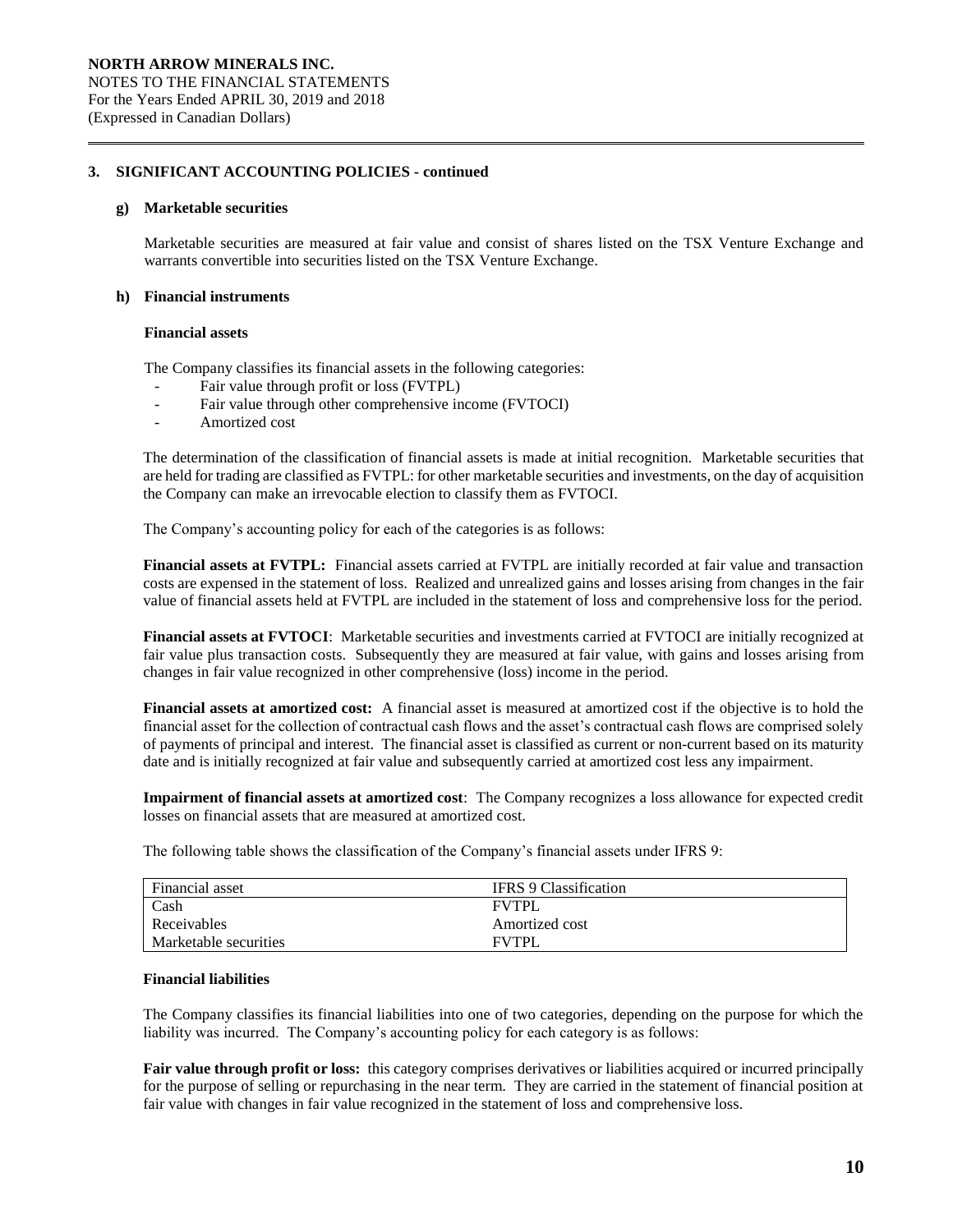## 3. SIGNIFICANT ACCOUNTING POLICIES - continued

### g) Marketable securities

Marketable securities are measured at fair value and consist of shares listed on the TSX Venture Exchange and warrants convertible into securities listed on the TSX Venture Exchange.

### h) Financial instruments

**Financial assets**

The Company classifies its financial assets in the following categories:

- Fair value through profit or loss (FVTPL)
- Fair value through other comprehensive income (FVTOCI)
- Amortized cost

The determination of the classification of financial assets is made at initial recognition. Marketable securities that are held for trading are classified as FVTPL: for other marketable securities and investments, on the day of acquisition the Company can make an irrevocable election to classify them as FVTOCI.

The Company's accounting policy for each of the categories is as follows:

**Financial assets at FVTPL:** Financial assets carried at FVTPL are initially recorded at fair value and transaction costs are expensed in the statement of loss. Realized and unrealized gains and losses arising from changes in the fair value of financial assets held at FVTPL are included in the statement of loss and comprehensive loss for the period.

**Financial assets at FVTOCI**: Marketable securities and investments carried at FVTOCI are initially recognized at fair value plus transaction costs. Subsequently they are measured at fair value, with gains and losses arising from changes in fair value recognized in other comprehensive (loss) income in the period.

**Financial assets at amortized cost:** A financial asset is measured at amortized cost if the objective is to hold the financial asset for the collection of contractual cash flows and the asset's contractual cash flows are comprised solely of payments of principal and interest. The financial asset is classified as current or non-current based on its maturity date and is initially recognized at fair value and subsequently carried at amortized cost less any impairment.

**Impairment of financial assets at amortized cost**: The Company recognizes a loss allowance for expected credit losses on financial assets that are measured at amortized cost.

The following table shows the classification of the Company's financial assets under IFRS 9:

| Financial asset | IFRS 9 Classification |
|---|---|
| Cash | FVTPL |
| Receivables | Amortized cost |
| Marketable securities | FVTPL |

**Financial liabilities**

The Company classifies its financial liabilities into one of two categories, depending on the purpose for which the liability was incurred. The Company's accounting policy for each category is as follows:

**Fair value through profit or loss:** this category comprises derivatives or liabilities acquired or incurred principally for the purpose of selling or repurchasing in the near term. They are carried in the statement of financial position at fair value with changes in fair value recognized in the statement of loss and comprehensive loss.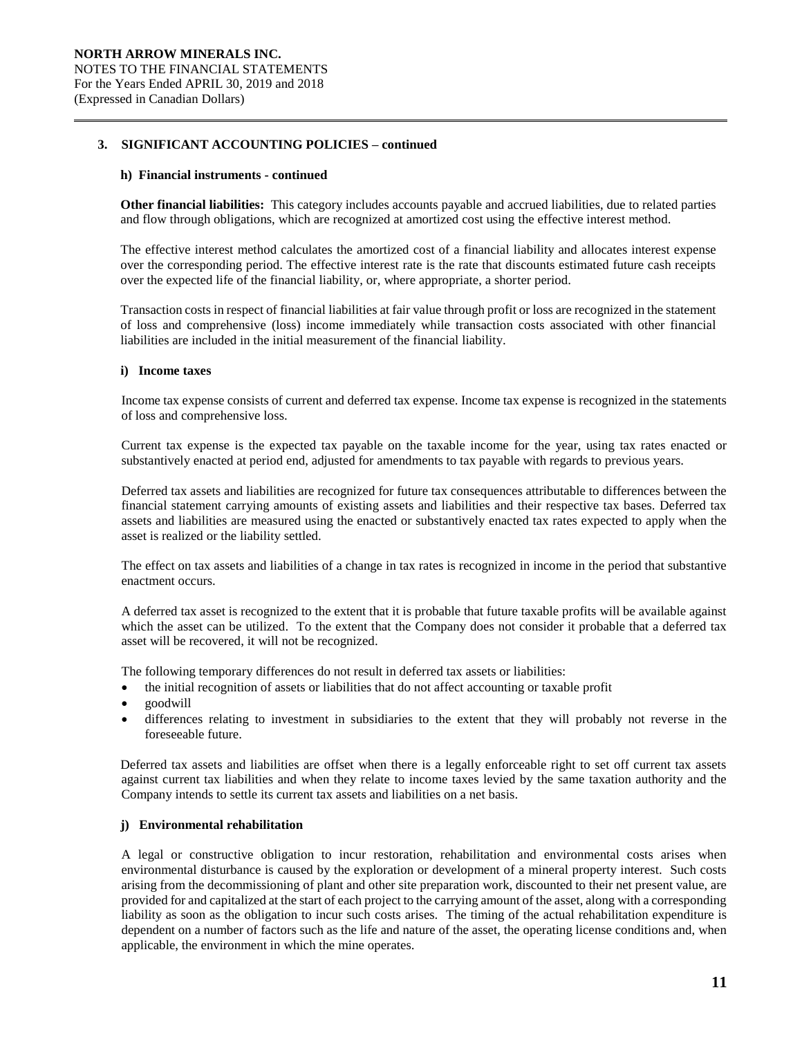## 3. SIGNIFICANT ACCOUNTING POLICIES – continued

### h) Financial instruments - continued

**Other financial liabilities:** This category includes accounts payable and accrued liabilities, due to related parties and flow through obligations, which are recognized at amortized cost using the effective interest method.

The effective interest method calculates the amortized cost of a financial liability and allocates interest expense over the corresponding period. The effective interest rate is the rate that discounts estimated future cash receipts over the expected life of the financial liability, or, where appropriate, a shorter period.

Transaction costs in respect of financial liabilities at fair value through profit or loss are recognized in the statement of loss and comprehensive (loss) income immediately while transaction costs associated with other financial liabilities are included in the initial measurement of the financial liability.

### i) Income taxes

Income tax expense consists of current and deferred tax expense. Income tax expense is recognized in the statements of loss and comprehensive loss.

Current tax expense is the expected tax payable on the taxable income for the year, using tax rates enacted or substantively enacted at period end, adjusted for amendments to tax payable with regards to previous years.

Deferred tax assets and liabilities are recognized for future tax consequences attributable to differences between the financial statement carrying amounts of existing assets and liabilities and their respective tax bases. Deferred tax assets and liabilities are measured using the enacted or substantively enacted tax rates expected to apply when the asset is realized or the liability settled.

The effect on tax assets and liabilities of a change in tax rates is recognized in income in the period that substantive enactment occurs.

A deferred tax asset is recognized to the extent that it is probable that future taxable profits will be available against which the asset can be utilized. To the extent that the Company does not consider it probable that a deferred tax asset will be recovered, it will not be recognized.

The following temporary differences do not result in deferred tax assets or liabilities:

- the initial recognition of assets or liabilities that do not affect accounting or taxable profit
- goodwill
- differences relating to investment in subsidiaries to the extent that they will probably not reverse in the foreseeable future.

Deferred tax assets and liabilities are offset when there is a legally enforceable right to set off current tax assets against current tax liabilities and when they relate to income taxes levied by the same taxation authority and the Company intends to settle its current tax assets and liabilities on a net basis.

### j) Environmental rehabilitation

A legal or constructive obligation to incur restoration, rehabilitation and environmental costs arises when environmental disturbance is caused by the exploration or development of a mineral property interest. Such costs arising from the decommissioning of plant and other site preparation work, discounted to their net present value, are provided for and capitalized at the start of each project to the carrying amount of the asset, along with a corresponding liability as soon as the obligation to incur such costs arises. The timing of the actual rehabilitation expenditure is dependent on a number of factors such as the life and nature of the asset, the operating license conditions and, when applicable, the environment in which the mine operates.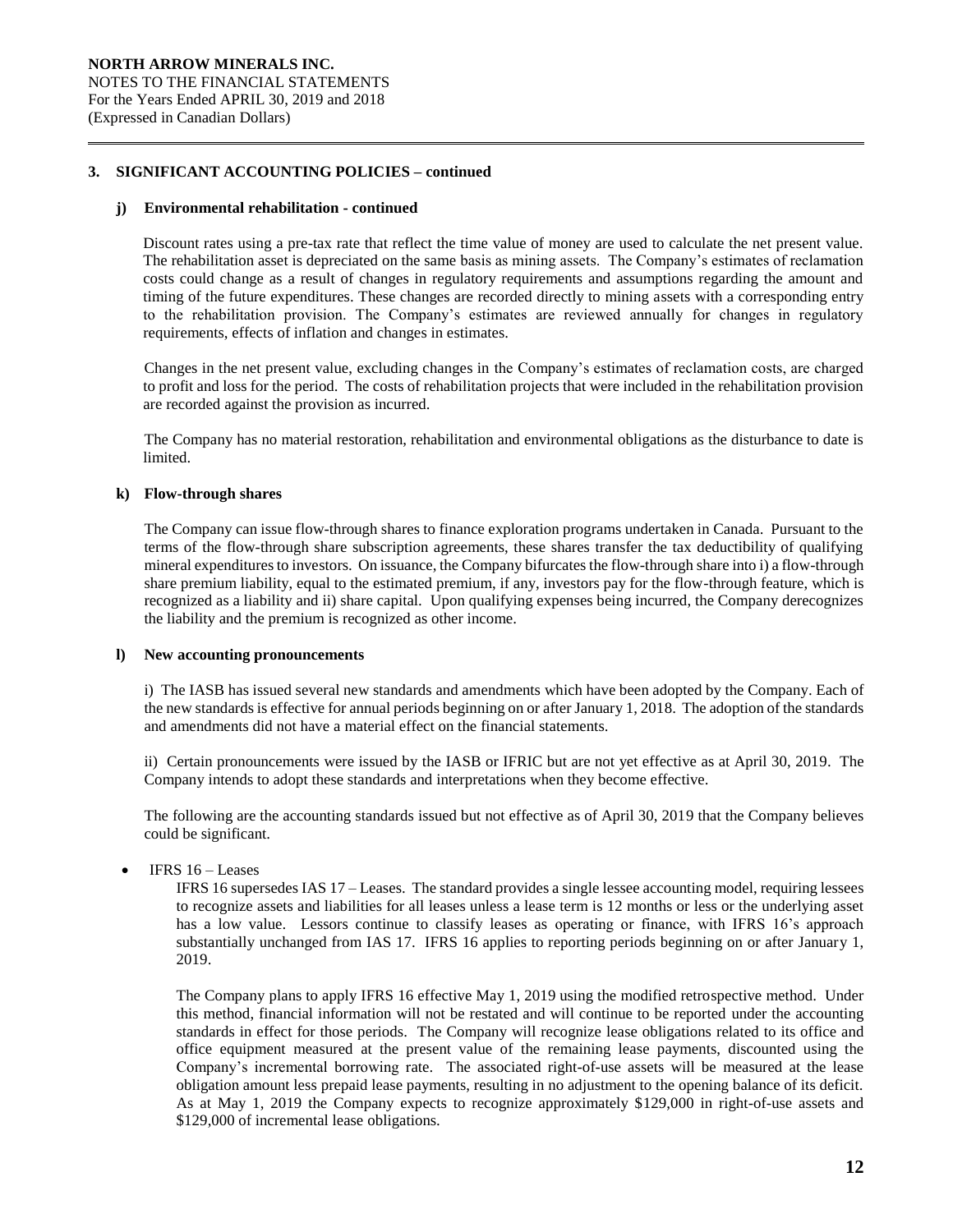## 3. SIGNIFICANT ACCOUNTING POLICIES – continued

### j) Environmental rehabilitation - continued

Discount rates using a pre-tax rate that reflect the time value of money are used to calculate the net present value. The rehabilitation asset is depreciated on the same basis as mining assets. The Company's estimates of reclamation costs could change as a result of changes in regulatory requirements and assumptions regarding the amount and timing of the future expenditures. These changes are recorded directly to mining assets with a corresponding entry to the rehabilitation provision. The Company's estimates are reviewed annually for changes in regulatory requirements, effects of inflation and changes in estimates.

Changes in the net present value, excluding changes in the Company's estimates of reclamation costs, are charged to profit and loss for the period. The costs of rehabilitation projects that were included in the rehabilitation provision are recorded against the provision as incurred.

The Company has no material restoration, rehabilitation and environmental obligations as the disturbance to date is limited.

### k) Flow-through shares

The Company can issue flow-through shares to finance exploration programs undertaken in Canada. Pursuant to the terms of the flow-through share subscription agreements, these shares transfer the tax deductibility of qualifying mineral expenditures to investors. On issuance, the Company bifurcates the flow-through share into i) a flow-through share premium liability, equal to the estimated premium, if any, investors pay for the flow-through feature, which is recognized as a liability and ii) share capital. Upon qualifying expenses being incurred, the Company derecognizes the liability and the premium is recognized as other income.

### l) New accounting pronouncements

i) The IASB has issued several new standards and amendments which have been adopted by the Company. Each of the new standards is effective for annual periods beginning on or after January 1, 2018. The adoption of the standards and amendments did not have a material effect on the financial statements.

ii) Certain pronouncements were issued by the IASB or IFRIC but are not yet effective as at April 30, 2019. The Company intends to adopt these standards and interpretations when they become effective.

The following are the accounting standards issued but not effective as of April 30, 2019 that the Company believes could be significant.

- IFRS 16 – Leases

  IFRS 16 supersedes IAS 17 – Leases. The standard provides a single lessee accounting model, requiring lessees to recognize assets and liabilities for all leases unless a lease term is 12 months or less or the underlying asset has a low value. Lessors continue to classify leases as operating or finance, with IFRS 16's approach substantially unchanged from IAS 17. IFRS 16 applies to reporting periods beginning on or after January 1, 2019.

  The Company plans to apply IFRS 16 effective May 1, 2019 using the modified retrospective method. Under this method, financial information will not be restated and will continue to be reported under the accounting standards in effect for those periods. The Company will recognize lease obligations related to its office and office equipment measured at the present value of the remaining lease payments, discounted using the Company's incremental borrowing rate. The associated right-of-use assets will be measured at the lease obligation amount less prepaid lease payments, resulting in no adjustment to the opening balance of its deficit. As at May 1, 2019 the Company expects to recognize approximately $129,000 in right-of-use assets and $129,000 of incremental lease obligations.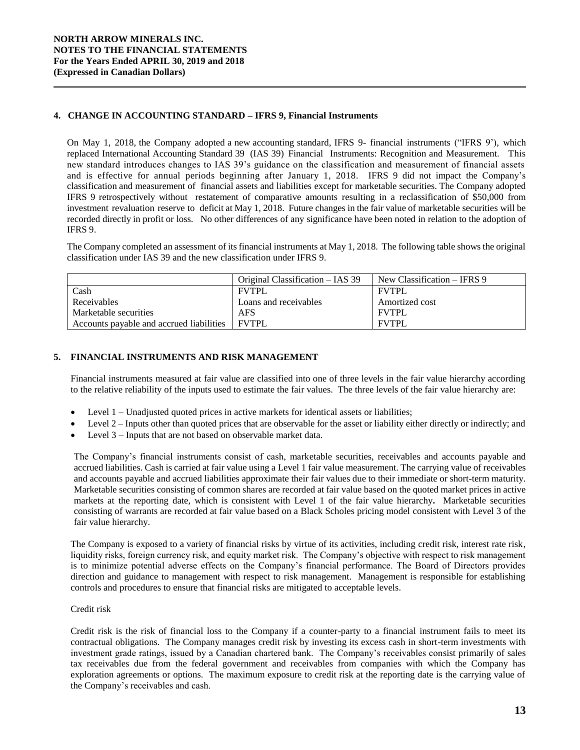## 4. CHANGE IN ACCOUNTING STANDARD – IFRS 9, Financial Instruments

On May 1, 2018, the Company adopted a new accounting standard, IFRS 9- financial instruments ("IFRS 9'), which replaced International Accounting Standard 39 (IAS 39) Financial Instruments: Recognition and Measurement. This new standard introduces changes to IAS 39's guidance on the classification and measurement of financial assets and is effective for annual periods beginning after January 1, 2018. IFRS 9 did not impact the Company's classification and measurement of financial assets and liabilities except for marketable securities. The Company adopted IFRS 9 retrospectively without restatement of comparative amounts resulting in a reclassification of $50,000 from investment revaluation reserve to deficit at May 1, 2018. Future changes in the fair value of marketable securities will be recorded directly in profit or loss. No other differences of any significance have been noted in relation to the adoption of IFRS 9.

The Company completed an assessment of its financial instruments at May 1, 2018. The following table shows the original classification under IAS 39 and the new classification under IFRS 9.

| | Original Classification – IAS 39 | New Classification – IFRS 9 |
|---|---|---|
| Cash | FVTPL | FVTPL |
| Receivables | Loans and receivables | Amortized cost |
| Marketable securities | AFS | FVTPL |
| Accounts payable and accrued liabilities | FVTPL | FVTPL |

## 5. FINANCIAL INSTRUMENTS AND RISK MANAGEMENT

Financial instruments measured at fair value are classified into one of three levels in the fair value hierarchy according to the relative reliability of the inputs used to estimate the fair values. The three levels of the fair value hierarchy are:

- Level 1 – Unadjusted quoted prices in active markets for identical assets or liabilities;
- Level 2 – Inputs other than quoted prices that are observable for the asset or liability either directly or indirectly; and
- Level 3 – Inputs that are not based on observable market data.

The Company's financial instruments consist of cash, marketable securities, receivables and accounts payable and accrued liabilities. Cash is carried at fair value using a Level 1 fair value measurement. The carrying value of receivables and accounts payable and accrued liabilities approximate their fair values due to their immediate or short-term maturity. Marketable securities consisting of common shares are recorded at fair value based on the quoted market prices in active markets at the reporting date, which is consistent with Level 1 of the fair value hierarchy**.** Marketable securities consisting of warrants are recorded at fair value based on a Black Scholes pricing model consistent with Level 3 of the fair value hierarchy.

The Company is exposed to a variety of financial risks by virtue of its activities, including credit risk, interest rate risk, liquidity risks, foreign currency risk, and equity market risk. The Company's objective with respect to risk management is to minimize potential adverse effects on the Company's financial performance. The Board of Directors provides direction and guidance to management with respect to risk management. Management is responsible for establishing controls and procedures to ensure that financial risks are mitigated to acceptable levels.

Credit risk

Credit risk is the risk of financial loss to the Company if a counter-party to a financial instrument fails to meet its contractual obligations. The Company manages credit risk by investing its excess cash in short-term investments with investment grade ratings, issued by a Canadian chartered bank. The Company's receivables consist primarily of sales tax receivables due from the federal government and receivables from companies with which the Company has exploration agreements or options. The maximum exposure to credit risk at the reporting date is the carrying value of the Company's receivables and cash.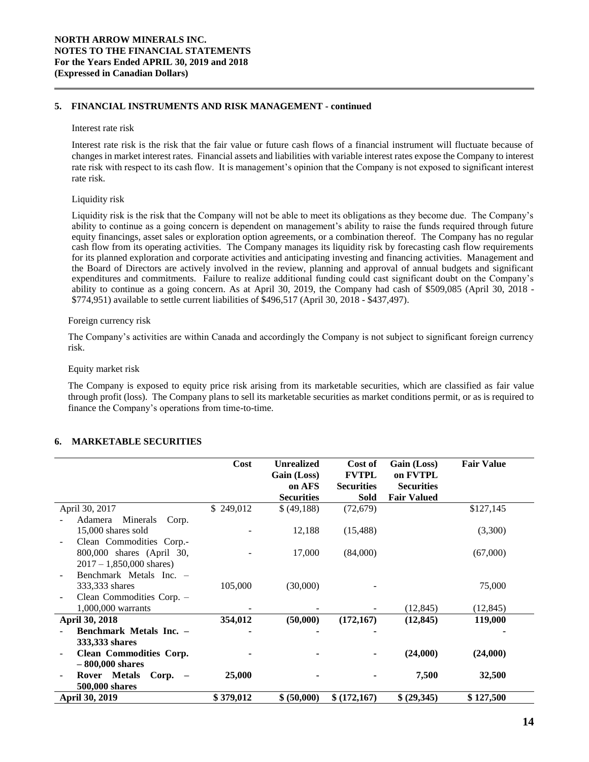## 5. FINANCIAL INSTRUMENTS AND RISK MANAGEMENT - continued

Interest rate risk

Interest rate risk is the risk that the fair value or future cash flows of a financial instrument will fluctuate because of changes in market interest rates. Financial assets and liabilities with variable interest rates expose the Company to interest rate risk with respect to its cash flow. It is management's opinion that the Company is not exposed to significant interest rate risk.

Liquidity risk

Liquidity risk is the risk that the Company will not be able to meet its obligations as they become due. The Company's ability to continue as a going concern is dependent on management's ability to raise the funds required through future equity financings, asset sales or exploration option agreements, or a combination thereof. The Company has no regular cash flow from its operating activities. The Company manages its liquidity risk by forecasting cash flow requirements for its planned exploration and corporate activities and anticipating investing and financing activities. Management and the Board of Directors are actively involved in the review, planning and approval of annual budgets and significant expenditures and commitments. Failure to realize additional funding could cast significant doubt on the Company's ability to continue as a going concern. As at April 30, 2019, the Company had cash of $509,085 (April 30, 2018 - $774,951) available to settle current liabilities of $496,517 (April 30, 2018 - $437,497).

Foreign currency risk

The Company's activities are within Canada and accordingly the Company is not subject to significant foreign currency risk.

Equity market risk

The Company is exposed to equity price risk arising from its marketable securities, which are classified as fair value through profit (loss). The Company plans to sell its marketable securities as market conditions permit, or as is required to finance the Company's operations from time-to-time.

## 6. MARKETABLE SECURITIES

| | Cost | Unrealized Gain (Loss) on AFS Securities | Cost of FVTPL Securities Sold | Gain (Loss) on FVTPL Securities Fair Valued | Fair Value |
|---|---|---|---|---|---|
| April 30, 2017 | $ 249,012 | $ (49,188) | (72,679) | | $127,145 |
| - Adamera Minerals Corp. 15,000 shares sold | - | 12,188 | (15,488) | | (3,300) |
| - Clean Commodities Corp.- 800,000 shares (April 30, 2017 – 1,850,000 shares) | - | 17,000 | (84,000) | | (67,000) |
| - Benchmark Metals Inc. – 333,333 shares | 105,000 | (30,000) | - | | 75,000 |
| - Clean Commodities Corp. – 1,000,000 warrants | - | - | - | (12,845) | (12,845) |
| **April 30, 2018** | **354,012** | **(50,000)** | **(172,167)** | **(12,845)** | **119,000** |
| - **Benchmark Metals Inc. – 333,333 shares** | **-** | **-** | **-** | | **-** |
| - **Clean Commodities Corp. – 800,000 shares** | **-** | **-** | **-** | **(24,000)** | **(24,000)** |
| - **Rover Metals Corp. – 500,000 shares** | **25,000** | **-** | **-** | **7,500** | **32,500** |
| **April 30, 2019** | **$ 379,012** | **$ (50,000)** | **$ (172,167)** | **$ (29,345)** | **$ 127,500** |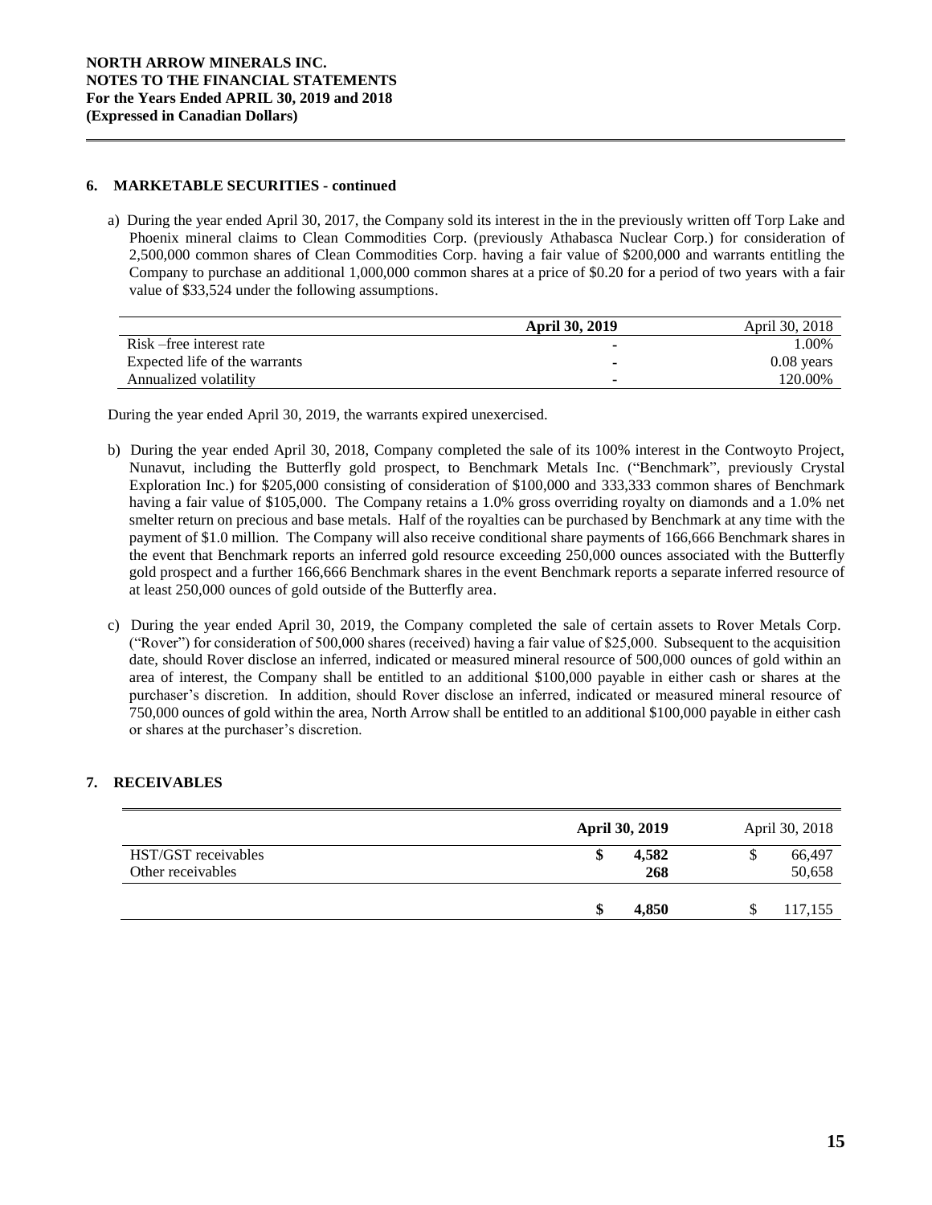## 6. MARKETABLE SECURITIES - continued

a) During the year ended April 30, 2017, the Company sold its interest in the in the previously written off Torp Lake and Phoenix mineral claims to Clean Commodities Corp. (previously Athabasca Nuclear Corp.) for consideration of 2,500,000 common shares of Clean Commodities Corp. having a fair value of $200,000 and warrants entitling the Company to purchase an additional 1,000,000 common shares at a price of $0.20 for a period of two years with a fair value of $33,524 under the following assumptions.

| | **April 30, 2019** | April 30, 2018 |
|---|---|---|
| Risk –free interest rate | - | 1.00% |
| Expected life of the warrants | - | 0.08 years |
| Annualized volatility | - | 120.00% |

During the year ended April 30, 2019, the warrants expired unexercised.

b) During the year ended April 30, 2018, Company completed the sale of its 100% interest in the Contwoyto Project, Nunavut, including the Butterfly gold prospect, to Benchmark Metals Inc. ("Benchmark", previously Crystal Exploration Inc.) for $205,000 consisting of consideration of $100,000 and 333,333 common shares of Benchmark having a fair value of $105,000. The Company retains a 1.0% gross overriding royalty on diamonds and a 1.0% net smelter return on precious and base metals. Half of the royalties can be purchased by Benchmark at any time with the payment of $1.0 million. The Company will also receive conditional share payments of 166,666 Benchmark shares in the event that Benchmark reports an inferred gold resource exceeding 250,000 ounces associated with the Butterfly gold prospect and a further 166,666 Benchmark shares in the event Benchmark reports a separate inferred resource of at least 250,000 ounces of gold outside of the Butterfly area.

c) During the year ended April 30, 2019, the Company completed the sale of certain assets to Rover Metals Corp. ("Rover") for consideration of 500,000 shares (received) having a fair value of $25,000. Subsequent to the acquisition date, should Rover disclose an inferred, indicated or measured mineral resource of 500,000 ounces of gold within an area of interest, the Company shall be entitled to an additional $100,000 payable in either cash or shares at the purchaser's discretion. In addition, should Rover disclose an inferred, indicated or measured mineral resource of 750,000 ounces of gold within the area, North Arrow shall be entitled to an additional $100,000 payable in either cash or shares at the purchaser's discretion.

## 7. RECEIVABLES

| | **April 30, 2019** | April 30, 2018 |
|---|---|---|
| HST/GST receivables | **$ 4,582** | $ 66,497 |
| Other receivables | **268** | 50,658 |
| | **$ 4,850** | $ 117,155 |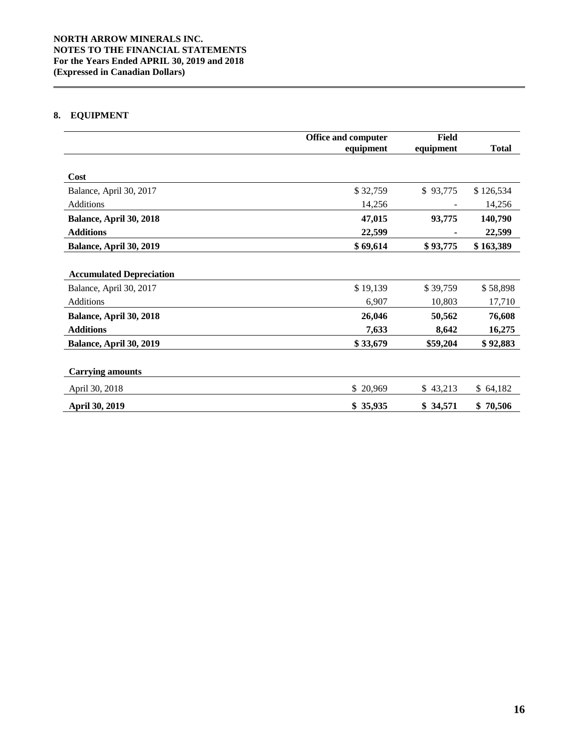## 8. EQUIPMENT

| | Office and computer equipment | Field equipment | Total |
|---|---|---|---|
| **Cost** | | | |
| Balance, April 30, 2017 | $ 32,759 | $ 93,775 | $ 126,534 |
| Additions | 14,256 | - | 14,256 |
| **Balance, April 30, 2018** | **47,015** | **93,775** | **140,790** |
| **Additions** | **22,599** | **-** | **22,599** |
| **Balance, April 30, 2019** | **$ 69,614** | **$ 93,775** | **$ 163,389** |
| **Accumulated Depreciation** | | | |
| Balance, April 30, 2017 | $ 19,139 | $ 39,759 | $ 58,898 |
| Additions | 6,907 | 10,803 | 17,710 |
| **Balance, April 30, 2018** | **26,046** | **50,562** | **76,608** |
| **Additions** | **7,633** | **8,642** | **16,275** |
| **Balance, April 30, 2019** | **$ 33,679** | **$59,204** | **$ 92,883** |
| **Carrying amounts** | | | |
| April 30, 2018 | $ 20,969 | $ 43,213 | $ 64,182 |
| **April 30, 2019** | **$ 35,935** | **$ 34,571** | **$ 70,506** |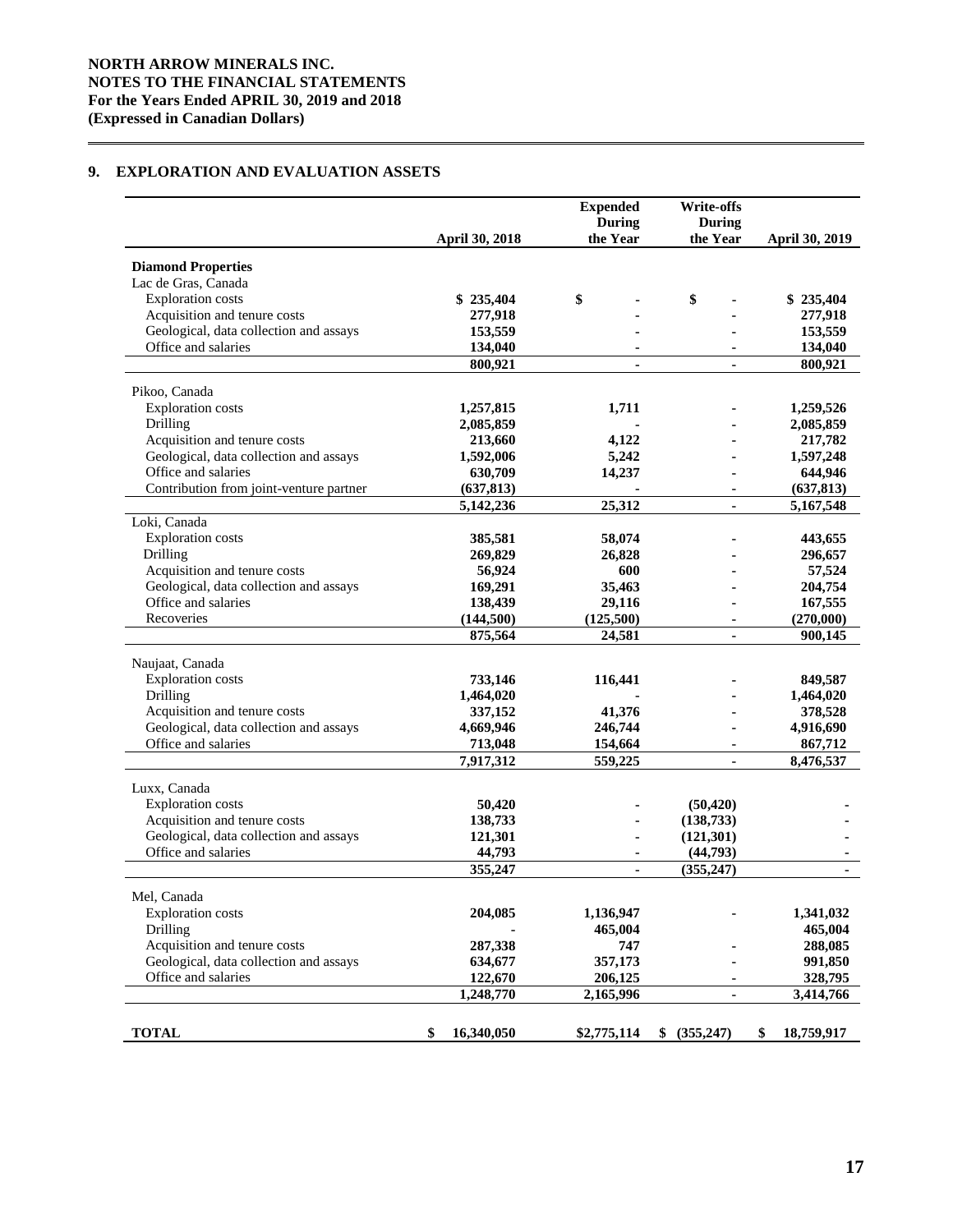## 9. EXPLORATION AND EVALUATION ASSETS

| | April 30, 2018 | Expended During the Year | Write-offs During the Year | April 30, 2019 |
|---|---|---|---|---|
| **Diamond Properties** | | | | |
| Lac de Gras, Canada | | | | |
| Exploration costs | $ 235,404 | $ - | $ - | $ 235,404 |
| Acquisition and tenure costs | 277,918 | - | - | 277,918 |
| Geological, data collection and assays | 153,559 | - | - | 153,559 |
| Office and salaries | 134,040 | - | - | 134,040 |
| | 800,921 | - | - | 800,921 |
| Pikoo, Canada | | | | |
| Exploration costs | 1,257,815 | 1,711 | - | 1,259,526 |
| Drilling | 2,085,859 | - | - | 2,085,859 |
| Acquisition and tenure costs | 213,660 | 4,122 | - | 217,782 |
| Geological, data collection and assays | 1,592,006 | 5,242 | - | 1,597,248 |
| Office and salaries | 630,709 | 14,237 | - | 644,946 |
| Contribution from joint-venture partner | (637,813) | - | - | (637,813) |
| | 5,142,236 | 25,312 | - | 5,167,548 |
| Loki, Canada | | | | |
| Exploration costs | 385,581 | 58,074 | - | 443,655 |
| Drilling | 269,829 | 26,828 | - | 296,657 |
| Acquisition and tenure costs | 56,924 | 600 | - | 57,524 |
| Geological, data collection and assays | 169,291 | 35,463 | - | 204,754 |
| Office and salaries | 138,439 | 29,116 | - | 167,555 |
| Recoveries | (144,500) | (125,500) | - | (270,000) |
| | 875,564 | 24,581 | - | 900,145 |
| Naujaat, Canada | | | | |
| Exploration costs | 733,146 | 116,441 | - | 849,587 |
| Drilling | 1,464,020 | - | - | 1,464,020 |
| Acquisition and tenure costs | 337,152 | 41,376 | - | 378,528 |
| Geological, data collection and assays | 4,669,946 | 246,744 | - | 4,916,690 |
| Office and salaries | 713,048 | 154,664 | - | 867,712 |
| | 7,917,312 | 559,225 | - | 8,476,537 |
| Luxx, Canada | | | | |
| Exploration costs | 50,420 | - | (50,420) | - |
| Acquisition and tenure costs | 138,733 | - | (138,733) | - |
| Geological, data collection and assays | 121,301 | - | (121,301) | - |
| Office and salaries | 44,793 | - | (44,793) | - |
| | 355,247 | - | (355,247) | - |
| Mel, Canada | | | | |
| Exploration costs | 204,085 | 1,136,947 | - | 1,341,032 |
| Drilling | - | 465,004 | | 465,004 |
| Acquisition and tenure costs | 287,338 | 747 | - | 288,085 |
| Geological, data collection and assays | 634,677 | 357,173 | - | 991,850 |
| Office and salaries | 122,670 | 206,125 | - | 328,795 |
| | 1,248,770 | 2,165,996 | - | 3,414,766 |
| **TOTAL** | $ 16,340,050 | $2,775,114 | $ (355,247) | $ 18,759,917 |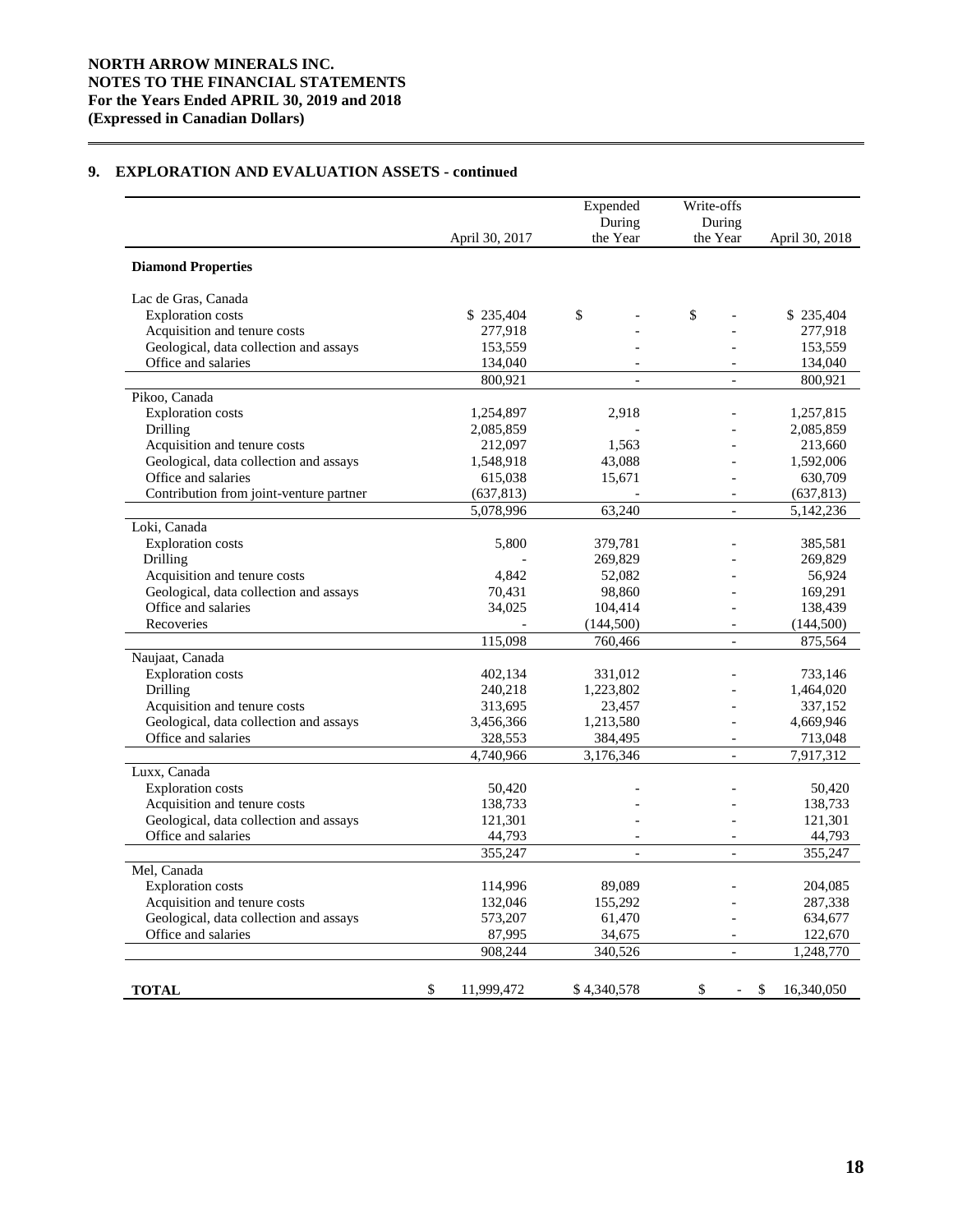## 9. EXPLORATION AND EVALUATION ASSETS - continued

| | April 30, 2017 | Expended During the Year | Write-offs During the Year | April 30, 2018 |
|---|---|---|---|---|
| **Diamond Properties** | | | | |
| Lac de Gras, Canada | | | | |
| Exploration costs | $ 235,404 | $ - | $ - | $ 235,404 |
| Acquisition and tenure costs | 277,918 | - | - | 277,918 |
| Geological, data collection and assays | 153,559 | - | - | 153,559 |
| Office and salaries | 134,040 | - | - | 134,040 |
| | 800,921 | - | - | 800,921 |
| Pikoo, Canada | | | | |
| Exploration costs | 1,254,897 | 2,918 | - | 1,257,815 |
| Drilling | 2,085,859 | - | - | 2,085,859 |
| Acquisition and tenure costs | 212,097 | 1,563 | - | 213,660 |
| Geological, data collection and assays | 1,548,918 | 43,088 | - | 1,592,006 |
| Office and salaries | 615,038 | 15,671 | - | 630,709 |
| Contribution from joint-venture partner | (637,813) | - | - | (637,813) |
| | 5,078,996 | 63,240 | - | 5,142,236 |
| Loki, Canada | | | | |
| Exploration costs | 5,800 | 379,781 | - | 385,581 |
| Drilling | - | 269,829 | - | 269,829 |
| Acquisition and tenure costs | 4,842 | 52,082 | - | 56,924 |
| Geological, data collection and assays | 70,431 | 98,860 | - | 169,291 |
| Office and salaries | 34,025 | 104,414 | - | 138,439 |
| Recoveries | - | (144,500) | - | (144,500) |
| | 115,098 | 760,466 | - | 875,564 |
| Naujaat, Canada | | | | |
| Exploration costs | 402,134 | 331,012 | - | 733,146 |
| Drilling | 240,218 | 1,223,802 | - | 1,464,020 |
| Acquisition and tenure costs | 313,695 | 23,457 | - | 337,152 |
| Geological, data collection and assays | 3,456,366 | 1,213,580 | - | 4,669,946 |
| Office and salaries | 328,553 | 384,495 | - | 713,048 |
| | 4,740,966 | 3,176,346 | - | 7,917,312 |
| Luxx, Canada | | | | |
| Exploration costs | 50,420 | - | - | 50,420 |
| Acquisition and tenure costs | 138,733 | - | - | 138,733 |
| Geological, data collection and assays | 121,301 | - | - | 121,301 |
| Office and salaries | 44,793 | - | - | 44,793 |
| | 355,247 | - | - | 355,247 |
| Mel, Canada | | | | |
| Exploration costs | 114,996 | 89,089 | - | 204,085 |
| Acquisition and tenure costs | 132,046 | 155,292 | - | 287,338 |
| Geological, data collection and assays | 573,207 | 61,470 | - | 634,677 |
| Office and salaries | 87,995 | 34,675 | - | 122,670 |
| | 908,244 | 340,526 | - | 1,248,770 |
| **TOTAL** | $ 11,999,472 | $ 4,340,578 | $ - | $ 16,340,050 |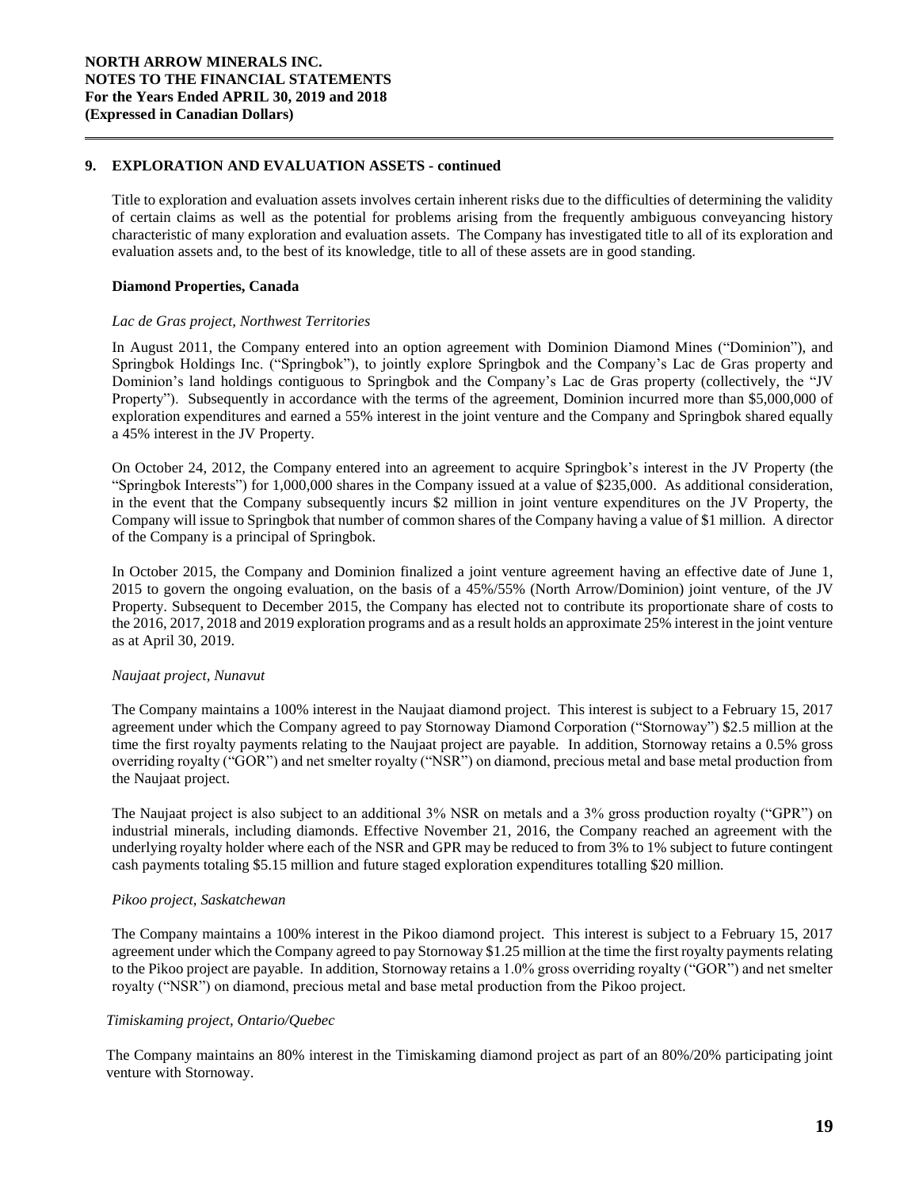## 9. EXPLORATION AND EVALUATION ASSETS - continued

Title to exploration and evaluation assets involves certain inherent risks due to the difficulties of determining the validity of certain claims as well as the potential for problems arising from the frequently ambiguous conveyancing history characteristic of many exploration and evaluation assets. The Company has investigated title to all of its exploration and evaluation assets and, to the best of its knowledge, title to all of these assets are in good standing.

### Diamond Properties, Canada

*Lac de Gras project, Northwest Territories*

In August 2011, the Company entered into an option agreement with Dominion Diamond Mines ("Dominion"), and Springbok Holdings Inc. ("Springbok"), to jointly explore Springbok and the Company's Lac de Gras property and Dominion's land holdings contiguous to Springbok and the Company's Lac de Gras property (collectively, the "JV Property"). Subsequently in accordance with the terms of the agreement, Dominion incurred more than $5,000,000 of exploration expenditures and earned a 55% interest in the joint venture and the Company and Springbok shared equally a 45% interest in the JV Property.

On October 24, 2012, the Company entered into an agreement to acquire Springbok's interest in the JV Property (the "Springbok Interests") for 1,000,000 shares in the Company issued at a value of $235,000. As additional consideration, in the event that the Company subsequently incurs $2 million in joint venture expenditures on the JV Property, the Company will issue to Springbok that number of common shares of the Company having a value of $1 million. A director of the Company is a principal of Springbok.

In October 2015, the Company and Dominion finalized a joint venture agreement having an effective date of June 1, 2015 to govern the ongoing evaluation, on the basis of a 45%/55% (North Arrow/Dominion) joint venture, of the JV Property. Subsequent to December 2015, the Company has elected not to contribute its proportionate share of costs to the 2016, 2017, 2018 and 2019 exploration programs and as a result holds an approximate 25% interest in the joint venture as at April 30, 2019.

*Naujaat project, Nunavut*

The Company maintains a 100% interest in the Naujaat diamond project. This interest is subject to a February 15, 2017 agreement under which the Company agreed to pay Stornoway Diamond Corporation ("Stornoway") $2.5 million at the time the first royalty payments relating to the Naujaat project are payable. In addition, Stornoway retains a 0.5% gross overriding royalty ("GOR") and net smelter royalty ("NSR") on diamond, precious metal and base metal production from the Naujaat project.

The Naujaat project is also subject to an additional 3% NSR on metals and a 3% gross production royalty ("GPR") on industrial minerals, including diamonds. Effective November 21, 2016, the Company reached an agreement with the underlying royalty holder where each of the NSR and GPR may be reduced to from 3% to 1% subject to future contingent cash payments totaling $5.15 million and future staged exploration expenditures totalling $20 million.

*Pikoo project, Saskatchewan*

The Company maintains a 100% interest in the Pikoo diamond project. This interest is subject to a February 15, 2017 agreement under which the Company agreed to pay Stornoway $1.25 million at the time the first royalty payments relating to the Pikoo project are payable. In addition, Stornoway retains a 1.0% gross overriding royalty ("GOR") and net smelter royalty ("NSR") on diamond, precious metal and base metal production from the Pikoo project.

*Timiskaming project, Ontario/Quebec*

The Company maintains an 80% interest in the Timiskaming diamond project as part of an 80%/20% participating joint venture with Stornoway.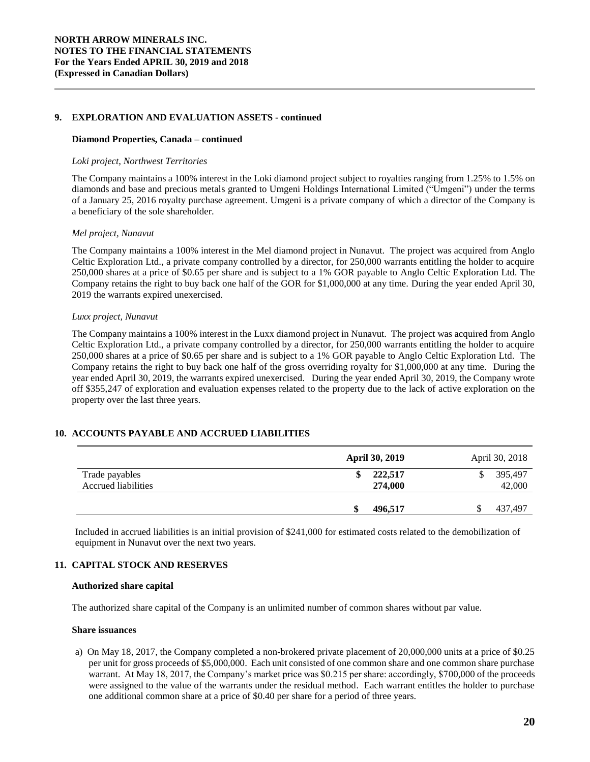## 9. EXPLORATION AND EVALUATION ASSETS - continued

### Diamond Properties, Canada – continued

*Loki project, Northwest Territories*

The Company maintains a 100% interest in the Loki diamond project subject to royalties ranging from 1.25% to 1.5% on diamonds and base and precious metals granted to Umgeni Holdings International Limited ("Umgeni") under the terms of a January 25, 2016 royalty purchase agreement. Umgeni is a private company of which a director of the Company is a beneficiary of the sole shareholder.

*Mel project, Nunavut*

The Company maintains a 100% interest in the Mel diamond project in Nunavut. The project was acquired from Anglo Celtic Exploration Ltd., a private company controlled by a director, for 250,000 warrants entitling the holder to acquire 250,000 shares at a price of $0.65 per share and is subject to a 1% GOR payable to Anglo Celtic Exploration Ltd. The Company retains the right to buy back one half of the GOR for $1,000,000 at any time. During the year ended April 30, 2019 the warrants expired unexercised.

*Luxx project, Nunavut*

The Company maintains a 100% interest in the Luxx diamond project in Nunavut. The project was acquired from Anglo Celtic Exploration Ltd., a private company controlled by a director, for 250,000 warrants entitling the holder to acquire 250,000 shares at a price of $0.65 per share and is subject to a 1% GOR payable to Anglo Celtic Exploration Ltd. The Company retains the right to buy back one half of the gross overriding royalty for $1,000,000 at any time. During the year ended April 30, 2019, the warrants expired unexercised. During the year ended April 30, 2019, the Company wrote off $355,247 of exploration and evaluation expenses related to the property due to the lack of active exploration on the property over the last three years.

## 10. ACCOUNTS PAYABLE AND ACCRUED LIABILITIES

| | **April 30, 2019** | April 30, 2018 |
|---|---|---|
| Trade payables | **$ 222,517** | $ 395,497 |
| Accrued liabilities | **274,000** | 42,000 |
| | **$ 496,517** | $ 437,497 |

Included in accrued liabilities is an initial provision of $241,000 for estimated costs related to the demobilization of equipment in Nunavut over the next two years.

## 11. CAPITAL STOCK AND RESERVES

### Authorized share capital

The authorized share capital of the Company is an unlimited number of common shares without par value.

### Share issuances

a) On May 18, 2017, the Company completed a non-brokered private placement of 20,000,000 units at a price of $0.25 per unit for gross proceeds of $5,000,000. Each unit consisted of one common share and one common share purchase warrant. At May 18, 2017, the Company's market price was $0.215 per share: accordingly, $700,000 of the proceeds were assigned to the value of the warrants under the residual method. Each warrant entitles the holder to purchase one additional common share at a price of $0.40 per share for a period of three years.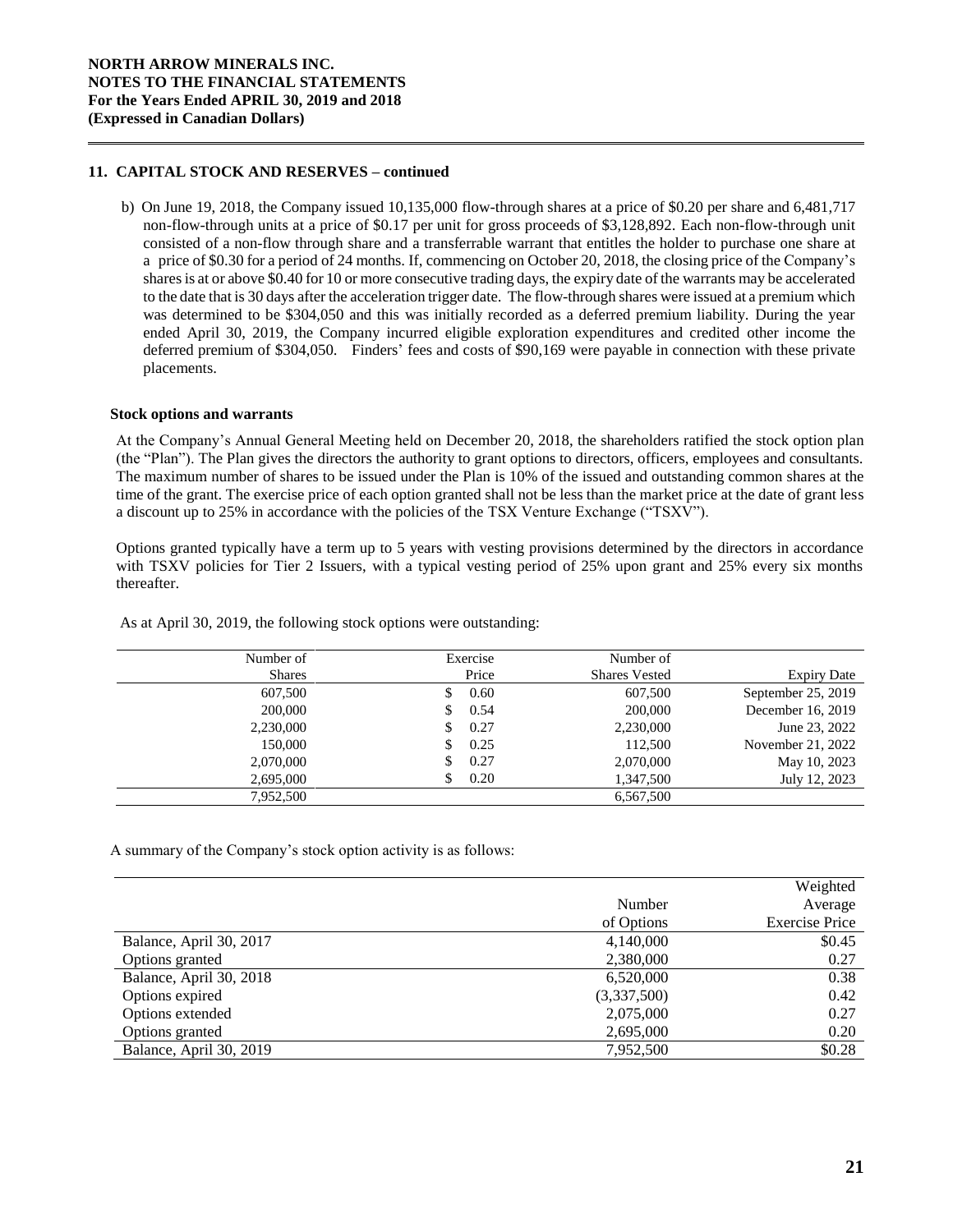## 11. CAPITAL STOCK AND RESERVES – continued

b) On June 19, 2018, the Company issued 10,135,000 flow-through shares at a price of $0.20 per share and 6,481,717 non-flow-through units at a price of $0.17 per unit for gross proceeds of $3,128,892. Each non-flow-through unit consisted of a non-flow through share and a transferrable warrant that entitles the holder to purchase one share at a price of $0.30 for a period of 24 months. If, commencing on October 20, 2018, the closing price of the Company's shares is at or above $0.40 for 10 or more consecutive trading days, the expiry date of the warrants may be accelerated to the date that is 30 days after the acceleration trigger date. The flow-through shares were issued at a premium which was determined to be $304,050 and this was initially recorded as a deferred premium liability. During the year ended April 30, 2019, the Company incurred eligible exploration expenditures and credited other income the deferred premium of $304,050. Finders' fees and costs of $90,169 were payable in connection with these private placements.

**Stock options and warrants**

At the Company's Annual General Meeting held on December 20, 2018, the shareholders ratified the stock option plan (the "Plan"). The Plan gives the directors the authority to grant options to directors, officers, employees and consultants. The maximum number of shares to be issued under the Plan is 10% of the issued and outstanding common shares at the time of the grant. The exercise price of each option granted shall not be less than the market price at the date of grant less a discount up to 25% in accordance with the policies of the TSX Venture Exchange ("TSXV").

Options granted typically have a term up to 5 years with vesting provisions determined by the directors in accordance with TSXV policies for Tier 2 Issuers, with a typical vesting period of 25% upon grant and 25% every six months thereafter.

As at April 30, 2019, the following stock options were outstanding:

| Number of Shares | Exercise Price | Number of Shares Vested | Expiry Date |
|---|---|---|---|
| 607,500 | $ 0.60 | 607,500 | September 25, 2019 |
| 200,000 | $ 0.54 | 200,000 | December 16, 2019 |
| 2,230,000 | $ 0.27 | 2,230,000 | June 23, 2022 |
| 150,000 | $ 0.25 | 112,500 | November 21, 2022 |
| 2,070,000 | $ 0.27 | 2,070,000 | May 10, 2023 |
| 2,695,000 | $ 0.20 | 1,347,500 | July 12, 2023 |
| 7,952,500 | | 6,567,500 | |

A summary of the Company's stock option activity is as follows:

| | Number of Options | Weighted Average Exercise Price |
|---|---|---|
| Balance, April 30, 2017 | 4,140,000 | $0.45 |
| Options granted | 2,380,000 | 0.27 |
| Balance, April 30, 2018 | 6,520,000 | 0.38 |
| Options expired | (3,337,500) | 0.42 |
| Options extended | 2,075,000 | 0.27 |
| Options granted | 2,695,000 | 0.20 |
| Balance, April 30, 2019 | 7,952,500 | $0.28 |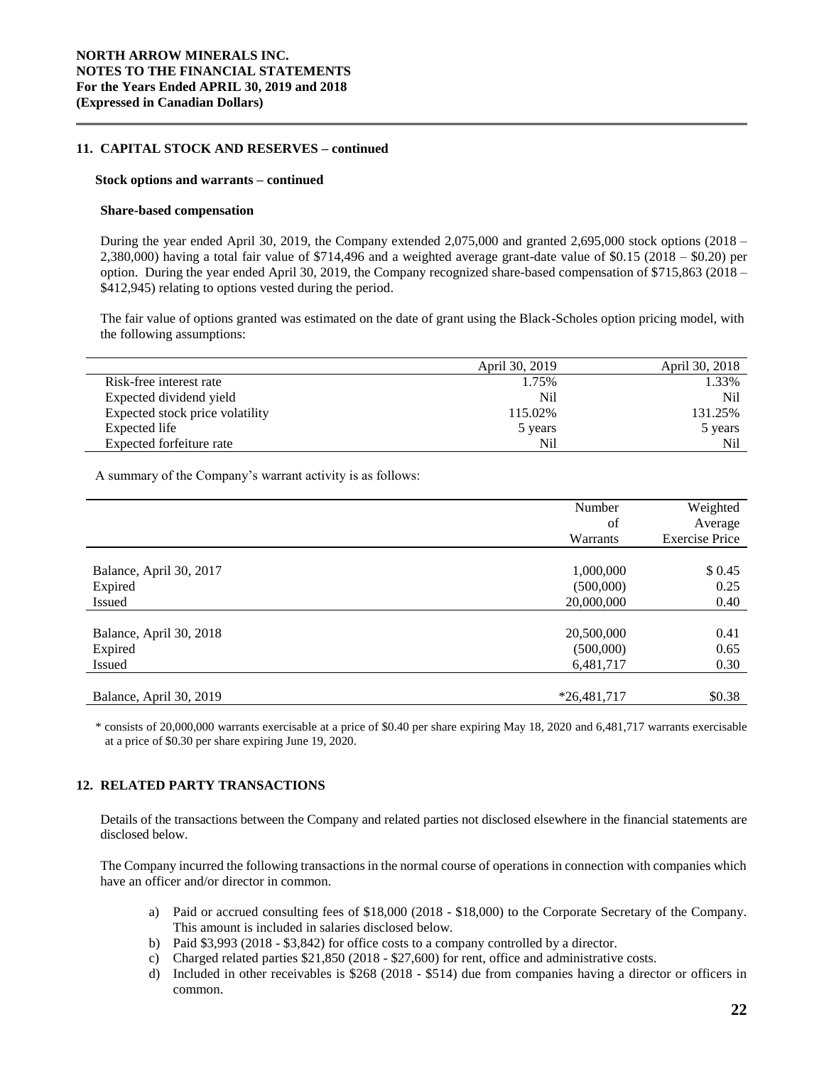## 11. CAPITAL STOCK AND RESERVES – continued

### Stock options and warrants – continued

#### Share-based compensation

During the year ended April 30, 2019, the Company extended 2,075,000 and granted 2,695,000 stock options (2018 – 2,380,000) having a total fair value of $714,496 and a weighted average grant-date value of $0.15 (2018 – $0.20) per option. During the year ended April 30, 2019, the Company recognized share-based compensation of $715,863 (2018 – $412,945) relating to options vested during the period.

The fair value of options granted was estimated on the date of grant using the Black-Scholes option pricing model, with the following assumptions:

| | April 30, 2019 | April 30, 2018 |
|---|---|---|
| Risk-free interest rate | 1.75% | 1.33% |
| Expected dividend yield | Nil | Nil |
| Expected stock price volatility | 115.02% | 131.25% |
| Expected life | 5 years | 5 years |
| Expected forfeiture rate | Nil | Nil |

A summary of the Company's warrant activity is as follows:

| | Number of Warrants | Weighted Average Exercise Price |
|---|---|---|
| Balance, April 30, 2017 | 1,000,000 | $ 0.45 |
| Expired | (500,000) | 0.25 |
| Issued | 20,000,000 | 0.40 |
| Balance, April 30, 2018 | 20,500,000 | 0.41 |
| Expired | (500,000) | 0.65 |
| Issued | 6,481,717 | 0.30 |
| Balance, April 30, 2019 | *26,481,717 | $0.38 |

\* consists of 20,000,000 warrants exercisable at a price of $0.40 per share expiring May 18, 2020 and 6,481,717 warrants exercisable at a price of $0.30 per share expiring June 19, 2020.

## 12. RELATED PARTY TRANSACTIONS

Details of the transactions between the Company and related parties not disclosed elsewhere in the financial statements are disclosed below.

The Company incurred the following transactions in the normal course of operations in connection with companies which have an officer and/or director in common.

a) Paid or accrued consulting fees of $18,000 (2018 - $18,000) to the Corporate Secretary of the Company. This amount is included in salaries disclosed below.
b) Paid $3,993 (2018 - $3,842) for office costs to a company controlled by a director.
c) Charged related parties $21,850 (2018 - $27,600) for rent, office and administrative costs.
d) Included in other receivables is $268 (2018 - $514) due from companies having a director or officers in common.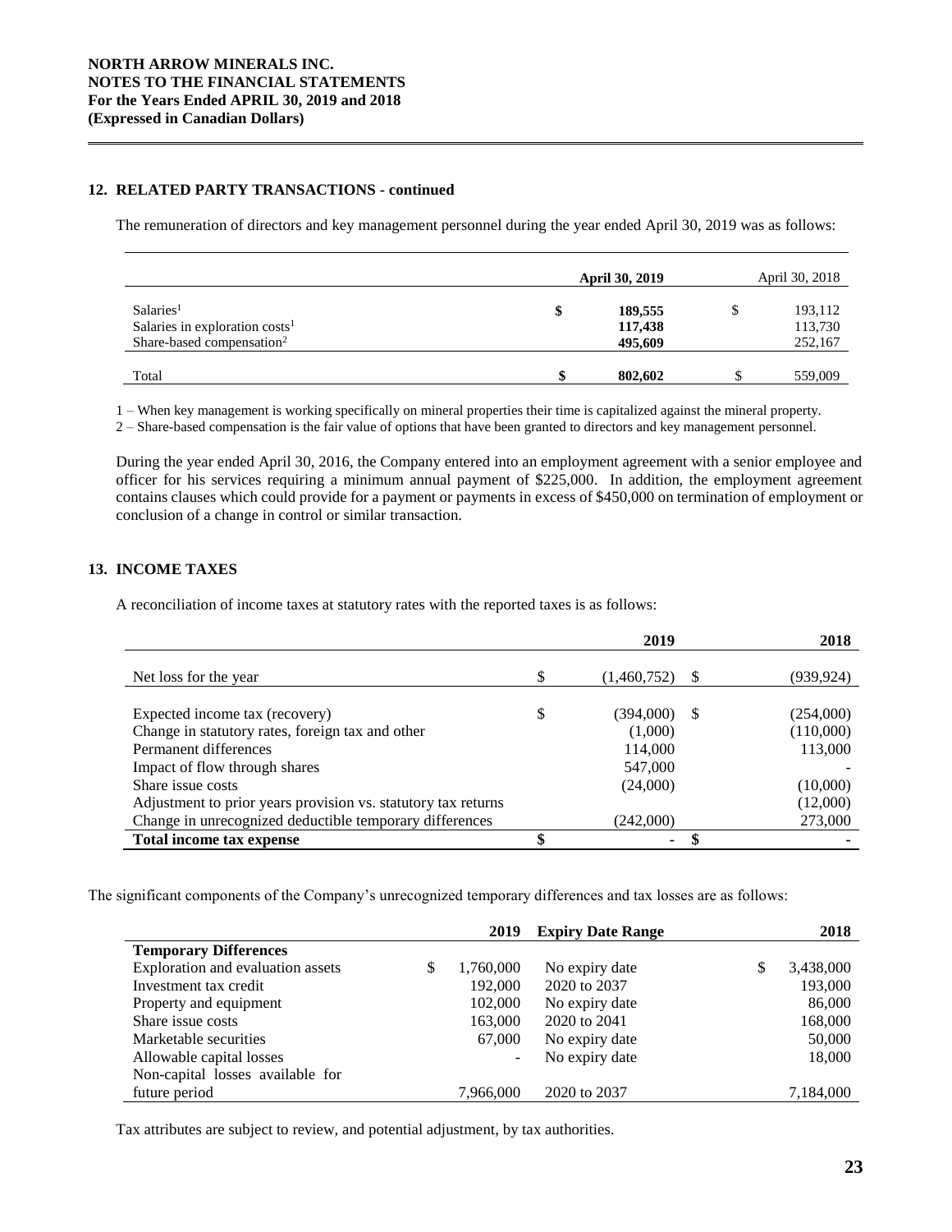## 12. RELATED PARTY TRANSACTIONS - continued

The remuneration of directors and key management personnel during the year ended April 30, 2019 was as follows:

| | **April 30, 2019** | April 30, 2018 |
|---|---|---|
| Salaries[1] | **$ 189,555** | $ 193,112 |
| Salaries in exploration costs[1] | **117,438** | 113,730 |
| Share-based compensation[2] | **495,609** | 252,167 |
| Total | **$ 802,602** | $ 559,009 |

1 – When key management is working specifically on mineral properties their time is capitalized against the mineral property.

2 – Share-based compensation is the fair value of options that have been granted to directors and key management personnel.

During the year ended April 30, 2016, the Company entered into an employment agreement with a senior employee and officer for his services requiring a minimum annual payment of $225,000. In addition, the employment agreement contains clauses which could provide for a payment or payments in excess of $450,000 on termination of employment or conclusion of a change in control or similar transaction.

## 13. INCOME TAXES

A reconciliation of income taxes at statutory rates with the reported taxes is as follows:

| | 2019 | 2018 |
|---|---|---|
| Net loss for the year | $ (1,460,752) | $ (939,924) |
| Expected income tax (recovery) | $ (394,000) | $ (254,000) |
| Change in statutory rates, foreign tax and other | (1,000) | (110,000) |
| Permanent differences | 114,000 | 113,000 |
| Impact of flow through shares | 547,000 | - |
| Share issue costs | (24,000) | (10,000) |
| Adjustment to prior years provision vs. statutory tax returns | | (12,000) |
| Change in unrecognized deductible temporary differences | (242,000) | 273,000 |
| **Total income tax expense** | **$ -** | **$ -** |

The significant components of the Company's unrecognized temporary differences and tax losses are as follows:

| | 2019 | Expiry Date Range | 2018 |
|---|---|---|---|
| **Temporary Differences** | | | |
| Exploration and evaluation assets | $ 1,760,000 | No expiry date | $ 3,438,000 |
| Investment tax credit | 192,000 | 2020 to 2037 | 193,000 |
| Property and equipment | 102,000 | No expiry date | 86,000 |
| Share issue costs | 163,000 | 2020 to 2041 | 168,000 |
| Marketable securities | 67,000 | No expiry date | 50,000 |
| Allowable capital losses | - | No expiry date | 18,000 |
| Non-capital losses available for future period | 7,966,000 | 2020 to 2037 | 7,184,000 |

Tax attributes are subject to review, and potential adjustment, by tax authorities.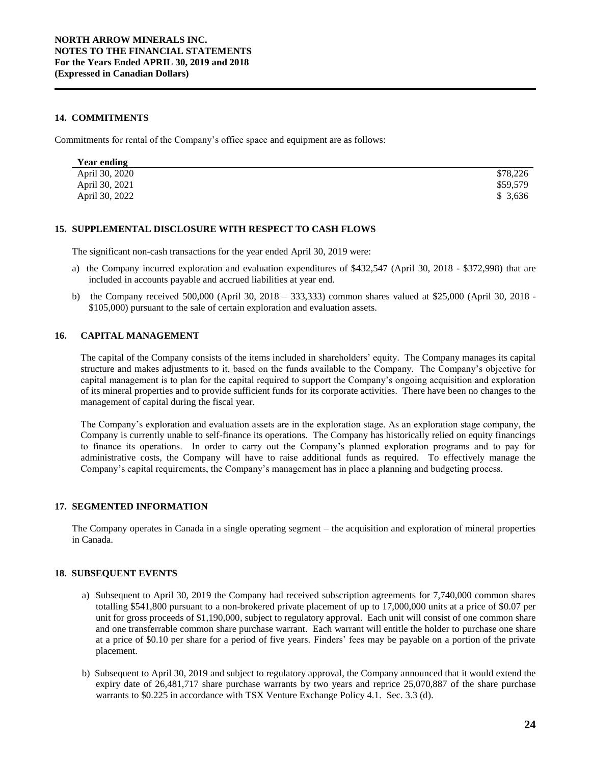## 14. COMMITMENTS

Commitments for rental of the Company's office space and equipment are as follows:

| Year ending | |
|---|---|
| April 30, 2020 | $78,226 |
| April 30, 2021 | $59,579 |
| April 30, 2022 | $ 3,636 |

## 15. SUPPLEMENTAL DISCLOSURE WITH RESPECT TO CASH FLOWS

The significant non-cash transactions for the year ended April 30, 2019 were:

a) the Company incurred exploration and evaluation expenditures of $432,547 (April 30, 2018 - $372,998) that are included in accounts payable and accrued liabilities at year end.

b) the Company received 500,000 (April 30, 2018 – 333,333) common shares valued at $25,000 (April 30, 2018 - $105,000) pursuant to the sale of certain exploration and evaluation assets.

## 16. CAPITAL MANAGEMENT

The capital of the Company consists of the items included in shareholders' equity. The Company manages its capital structure and makes adjustments to it, based on the funds available to the Company. The Company's objective for capital management is to plan for the capital required to support the Company's ongoing acquisition and exploration of its mineral properties and to provide sufficient funds for its corporate activities. There have been no changes to the management of capital during the fiscal year.

The Company's exploration and evaluation assets are in the exploration stage. As an exploration stage company, the Company is currently unable to self-finance its operations. The Company has historically relied on equity financings to finance its operations. In order to carry out the Company's planned exploration programs and to pay for administrative costs, the Company will have to raise additional funds as required. To effectively manage the Company's capital requirements, the Company's management has in place a planning and budgeting process.

## 17. SEGMENTED INFORMATION

The Company operates in Canada in a single operating segment – the acquisition and exploration of mineral properties in Canada.

## 18. SUBSEQUENT EVENTS

a) Subsequent to April 30, 2019 the Company had received subscription agreements for 7,740,000 common shares totalling $541,800 pursuant to a non-brokered private placement of up to 17,000,000 units at a price of $0.07 per unit for gross proceeds of $1,190,000, subject to regulatory approval. Each unit will consist of one common share and one transferrable common share purchase warrant. Each warrant will entitle the holder to purchase one share at a price of $0.10 per share for a period of five years. Finders' fees may be payable on a portion of the private placement.

b) Subsequent to April 30, 2019 and subject to regulatory approval, the Company announced that it would extend the expiry date of 26,481,717 share purchase warrants by two years and reprice 25,070,887 of the share purchase warrants to $0.225 in accordance with TSX Venture Exchange Policy 4.1. Sec. 3.3 (d).